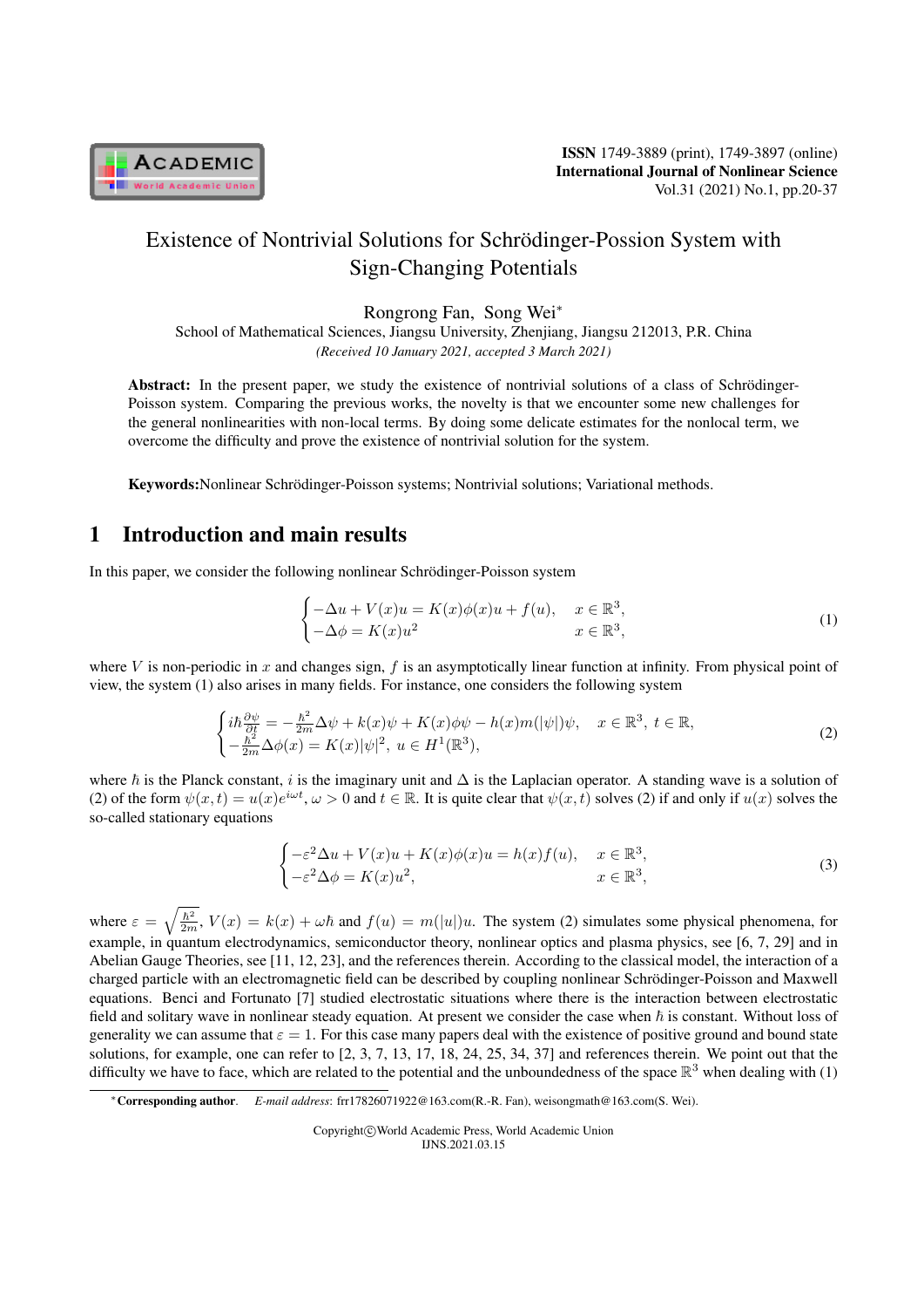# Existence of Nontrivial Solutions for Schrödinger-Possion System with Sign-Changing Potentials

Rongrong Fan, Song Wei*

School of Mathematical Sciences, Jiangsu University, Zhenjiang, Jiangsu 212013, P.R. China

*(Received 10 January 2021, accepted 3 March 2021)*

**Abstract:** In the present paper, we study the existence of nontrivial solutions of a class of Schrödinger-Poisson system. Comparing the previous works, the novelty is that we encounter some new challenges for the general nonlinearities with non-local terms. By doing some delicate estimates for the nonlocal term, we overcome the difficulty and prove the existence of nontrivial solution for the system.

**Keywords:** Nonlinear Schrödinger-Poisson systems; Nontrivial solutions; Variational methods.

## 1 Introduction and main results

In this paper, we consider the following nonlinear Schrödinger-Poisson system

$$\begin{cases} -\Delta u + V(x)u = K(x)\phi(x)u + f(u), & x \in \mathbb{R}^3, \\ -\Delta \phi = K(x)u^2 & x \in \mathbb{R}^3, \end{cases} \tag{1}$$

where $V$ is non-periodic in $x$ and changes sign, $f$ is an asymptotically linear function at infinity. From physical point of view, the system (1) also arises in many fields. For instance, one considers the following system

$$\begin{cases} i\hbar\frac{\partial \psi}{\partial t} = -\frac{\hbar^2}{2m}\Delta\psi + k(x)\psi + K(x)\phi\psi - h(x)m(|\psi|)\psi, & x \in \mathbb{R}^3,\ t \in \mathbb{R}, \\ -\frac{\hbar^2}{2m}\Delta\phi(x) = K(x)|\psi|^2,\ u \in H^1(\mathbb{R}^3), \end{cases} \tag{2}$$

where $\hbar$ is the Planck constant, $i$ is the imaginary unit and $\Delta$ is the Laplacian operator. A standing wave is a solution of (2) of the form $\psi(x,t) = u(x)e^{i\omega t}$, $\omega > 0$ and $t \in \mathbb{R}$. It is quite clear that $\psi(x,t)$ solves (2) if and only if $u(x)$ solves the so-called stationary equations

$$\begin{cases} -\varepsilon^2\Delta u + V(x)u + K(x)\phi(x)u = h(x)f(u), & x \in \mathbb{R}^3, \\ -\varepsilon^2\Delta\phi = K(x)u^2, & x \in \mathbb{R}^3, \end{cases} \tag{3}$$

where $\varepsilon = \sqrt{\frac{\hbar^2}{2m}}$, $V(x) = k(x) + \omega\hbar$ and $f(u) = m(|u|)u$. The system (2) simulates some physical phenomena, for example, in quantum electrodynamics, semiconductor theory, nonlinear optics and plasma physics, see [6, 7, 29] and in Abelian Gauge Theories, see [11, 12, 23], and the references therein. According to the classical model, the interaction of a charged particle with an electromagnetic field can be described by coupling nonlinear Schrödinger-Poisson and Maxwell equations. Benci and Fortunato [7] studied electrostatic situations where there is the interaction between electrostatic field and solitary wave in nonlinear steady equation. At present we consider the case when $\hbar$ is constant. Without loss of generality we can assume that $\varepsilon = 1$. For this case many papers deal with the existence of positive ground and bound state solutions, for example, one can refer to [2, 3, 7, 13, 17, 18, 24, 25, 34, 37] and references therein. We point out that the difficulty we have to face, which are related to the potential and the unboundedness of the space $\mathbb{R}^3$ when dealing with (1)

*Corresponding author. *E-mail address*: frr17826071922@163.com(R.-R. Fan), weisongmath@163.com(S. Wei).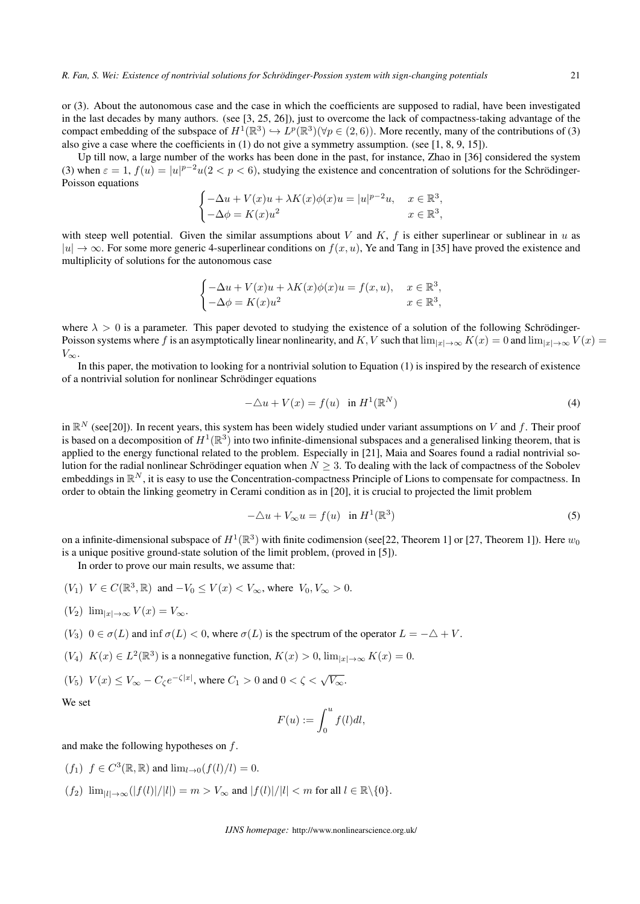or (3). About the autonomous case and the case in which the coefficients are supposed to radial, have been investigated in the last decades by many authors. (see [3, 25, 26]), just to overcome the lack of compactness-taking advantage of the compact embedding of the subspace of $H^1(\mathbb{R}^3) \hookrightarrow L^p(\mathbb{R}^3)(\forall p \in (2,6))$. More recently, many of the contributions of (3) also give a case where the coefficients in (1) do not give a symmetry assumption. (see [1, 8, 9, 15]).

Up till now, a large number of the works has been done in the past, for instance, Zhao in [36] considered the system (3) when $\varepsilon = 1$, $f(u) = |u|^{p-2}u(2 < p < 6)$, studying the existence and concentration of solutions for the Schrödinger-Poisson equations

$$\begin{cases} -\Delta u + V(x)u + \lambda K(x)\phi(x)u = |u|^{p-2}u, & x \in \mathbb{R}^3, \\ -\Delta \phi = K(x)u^2 & x \in \mathbb{R}^3, \end{cases}$$

with steep well potential. Given the similar assumptions about $V$ and $K$, $f$ is either superlinear or sublinear in $u$ as $|u| \to \infty$. For some more generic 4-superlinear conditions on $f(x,u)$, Ye and Tang in [35] have proved the existence and multiplicity of solutions for the autonomous case

$$\begin{cases} -\Delta u + V(x)u + \lambda K(x)\phi(x)u = f(x,u), & x \in \mathbb{R}^3, \\ -\Delta \phi = K(x)u^2 & x \in \mathbb{R}^3, \end{cases}$$

where $\lambda > 0$ is a parameter. This paper devoted to studying the existence of a solution of the following Schrödinger-Poisson systems where $f$ is an asymptotically linear nonlinearity, and $K, V$ such that $\lim_{|x|\to\infty} K(x) = 0$ and $\lim_{|x|\to\infty} V(x) = V_\infty$.

In this paper, the motivation to looking for a nontrivial solution to Equation (1) is inspired by the research of existence of a nontrivial solution for nonlinear Schrödinger equations

$$-\triangle u + V(x) = f(u) \quad \text{in } H^1(\mathbb{R}^N) \tag{4}$$

in $\mathbb{R}^N$ (see[20]). In recent years, this system has been widely studied under variant assumptions on $V$ and $f$. Their proof is based on a decomposition of $H^1(\mathbb{R}^3)$ into two infinite-dimensional subspaces and a generalised linking theorem, that is applied to the energy functional related to the problem. Especially in [21], Maia and Soares found a radial nontrivial solution for the radial nonlinear Schrödinger equation when $N \geq 3$. To dealing with the lack of compactness of the Sobolev embeddings in $\mathbb{R}^N$, it is easy to use the Concentration-compactness Principle of Lions to compensate for compactness. In order to obtain the linking geometry in Cerami condition as in [20], it is crucial to projected the limit problem

$$-\triangle u + V_\infty u = f(u) \quad \text{in } H^1(\mathbb{R}^3) \tag{5}$$

on a infinite-dimensional subspace of $H^1(\mathbb{R}^3)$ with finite codimension (see[22, Theorem 1] or [27, Theorem 1]). Here $w_0$ is a unique positive ground-state solution of the limit problem, (proved in [5]).

In order to prove our main results, we assume that:

$(V_1)$ $V \in C(\mathbb{R}^3, \mathbb{R})$ and $-V_0 \leq V(x) < V_\infty$, where $V_0, V_\infty > 0$.

$(V_2)$ $\lim_{|x|\to\infty} V(x) = V_\infty$.

$(V_3)$ $0 \in \sigma(L)$ and $\inf \sigma(L) < 0$, where $\sigma(L)$ is the spectrum of the operator $L = -\triangle + V$.

$(V_4)$ $K(x) \in L^2(\mathbb{R}^3)$ is a nonnegative function, $K(x) > 0$, $\lim_{|x|\to\infty} K(x) = 0$.

$(V_5)$ $V(x) \leq V_\infty - C_\zeta e^{-\zeta|x|}$, where $C_1 > 0$ and $0 < \zeta < \sqrt{V_\infty}$.

We set

$$F(u) := \int_0^u f(l)dl,$$

and make the following hypotheses on $f$.

$(f_1)$ $f \in C^3(\mathbb{R}, \mathbb{R})$ and $\lim_{l\to 0}(f(l)/l) = 0$.

$(f_2)$ $\lim_{|l|\to\infty}(|f(l)|/|l|) = m > V_\infty$ and $|f(l)|/|l| < m$ for all $l \in \mathbb{R}\backslash\{0\}$.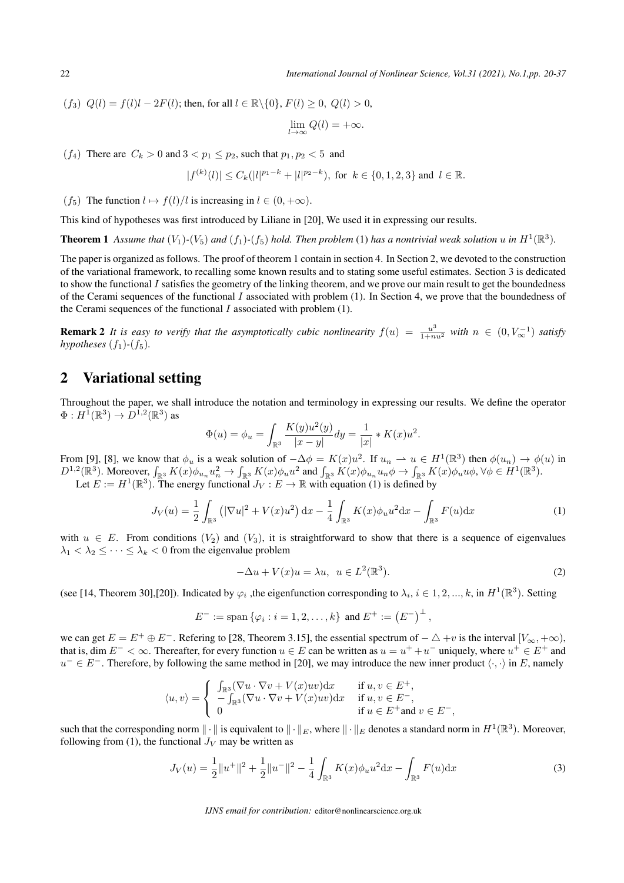($f_3$) $Q(l) = f(l)l - 2F(l)$; then, for all $l \in \mathbb{R}\backslash\{0\}$, $F(l) \geq 0,\ Q(l) > 0$,

$$\lim_{l\to\infty} Q(l) = +\infty.$$

($f_4$) There are $C_k > 0$ and $3 < p_1 \leq p_2$, such that $p_1, p_2 < 5$ and

$$|f^{(k)}(l)| \leq C_k(|l|^{p_1-k} + |l|^{p_2-k}),\ \text{for}\ k \in \{0,1,2,3\}\ \text{and}\ l \in \mathbb{R}.$$

($f_5$) The function $l \mapsto f(l)/l$ is increasing in $l \in (0, +\infty)$.

This kind of hypotheses was first introduced by Liliane in [20], We used it in expressing our results.

**Theorem 1** *Assume that* $(V_1)$-$(V_5)$ *and* $(f_1)$-$(f_5)$ *hold. Then problem* (1) *has a nontrivial weak solution* $u$ *in* $H^1(\mathbb{R}^3)$.

The paper is organized as follows. The proof of theorem 1 contain in section 4. In Section 2, we devoted to the construction of the variational framework, to recalling some known results and to stating some useful estimates. Section 3 is dedicated to show the functional $I$ satisfies the geometry of the linking theorem, and we prove our main result to get the boundedness of the Cerami sequences of the functional $I$ associated with problem (1). In Section 4, we prove that the boundedness of the Cerami sequences of the functional $I$ associated with problem (1).

**Remark 2** *It is easy to verify that the asymptotically cubic nonlinearity* $f(u) = \frac{u^3}{1+nu^2}$ *with* $n \in (0, V_\infty^{-1})$ *satisfy hypotheses* $(f_1)$-$(f_5)$.

## 2 Variational setting

Throughout the paper, we shall introduce the notation and terminology in expressing our results. We define the operator $\Phi : H^1(\mathbb{R}^3) \to D^{1,2}(\mathbb{R}^3)$ as

$$\Phi(u) = \phi_u = \int_{\mathbb{R}^3} \frac{K(y)u^2(y)}{|x-y|}dy = \frac{1}{|x|} * K(x)u^2.$$

From [9], [8], we know that $\phi_u$ is a weak solution of $-\Delta\phi = K(x)u^2$. If $u_n \rightharpoonup u \in H^1(\mathbb{R}^3)$ then $\phi(u_n) \to \phi(u)$ in $D^{1,2}(\mathbb{R}^3)$. Moreover, $\int_{\mathbb{R}^3} K(x)\phi_{u_n}u_n^2 \to \int_{\mathbb{R}^3} K(x)\phi_u u^2$ and $\int_{\mathbb{R}^3} K(x)\phi_{u_n}u_n\phi \to \int_{\mathbb{R}^3} K(x)\phi_u u\phi, \forall\phi \in H^1(\mathbb{R}^3)$.

Let $E := H^1(\mathbb{R}^3)$. The energy functional $J_V : E \to \mathbb{R}$ with equation (1) is defined by

$$J_V(u) = \frac{1}{2}\int_{\mathbb{R}^3} \left(|\nabla u|^2 + V(x)u^2\right)\mathrm{d}x - \frac{1}{4}\int_{\mathbb{R}^3} K(x)\phi_u u^2 \mathrm{d}x - \int_{\mathbb{R}^3} F(u)\mathrm{d}x \tag{1}$$

with $u \in E$. From conditions $(V_2)$ and $(V_3)$, it is straightforward to show that there is a sequence of eigenvalues $\lambda_1 < \lambda_2 \leq \cdots \leq \lambda_k < 0$ from the eigenvalue problem

$$-\Delta u + V(x)u = \lambda u,\ \ u \in L^2(\mathbb{R}^3). \tag{2}$$

(see [14, Theorem 30],[20]). Indicated by $\varphi_i$ ,the eigenfunction corresponding to $\lambda_i$, $i \in 1,2,...,k$, in $H^1(\mathbb{R}^3)$. Setting

$$E^- := \operatorname{span}\{\varphi_i : i = 1,2,\ldots,k\}\ \text{and}\ E^+ := \left(E^-\right)^\perp,$$

we can get $E = E^+ \oplus E^-$. Refering to [28, Theorem 3.15], the essential spectrum of $-\triangle + v$ is the interval $[V_\infty, +\infty)$, that is, $\dim E^- < \infty$. Thereafter, for every function $u \in E$ can be written as $u = u^+ + u^-$ uniquely, where $u^+ \in E^+$ and $u^- \in E^-$. Therefore, by following the same method in [20], we may introduce the new inner product $\langle\cdot,\cdot\rangle$ in $E$, namely

$$\langle u, v\rangle = \begin{cases} \int_{\mathbb{R}^3}(\nabla u\cdot\nabla v + V(x)uv)\mathrm{d}x & \text{if } u, v \in E^+, \\ -\int_{\mathbb{R}^3}(\nabla u\cdot\nabla v + V(x)uv)\mathrm{d}x & \text{if } u, v \in E^-, \\ 0 & \text{if } u \in E^+ \text{and } v \in E^-, \end{cases}$$

such that the corresponding norm $\|\cdot\|$ is equivalent to $\|\cdot\|_E$, where $\|\cdot\|_E$ denotes a standard norm in $H^1(\mathbb{R}^3)$. Moreover, following from (1), the functional $J_V$ may be written as

$$J_V(u) = \frac{1}{2}\|u^+\|^2 + \frac{1}{2}\|u^-\|^2 - \frac{1}{4}\int_{\mathbb{R}^3} K(x)\phi_u u^2 \mathrm{d}x - \int_{\mathbb{R}^3} F(u)\mathrm{d}x \tag{3}$$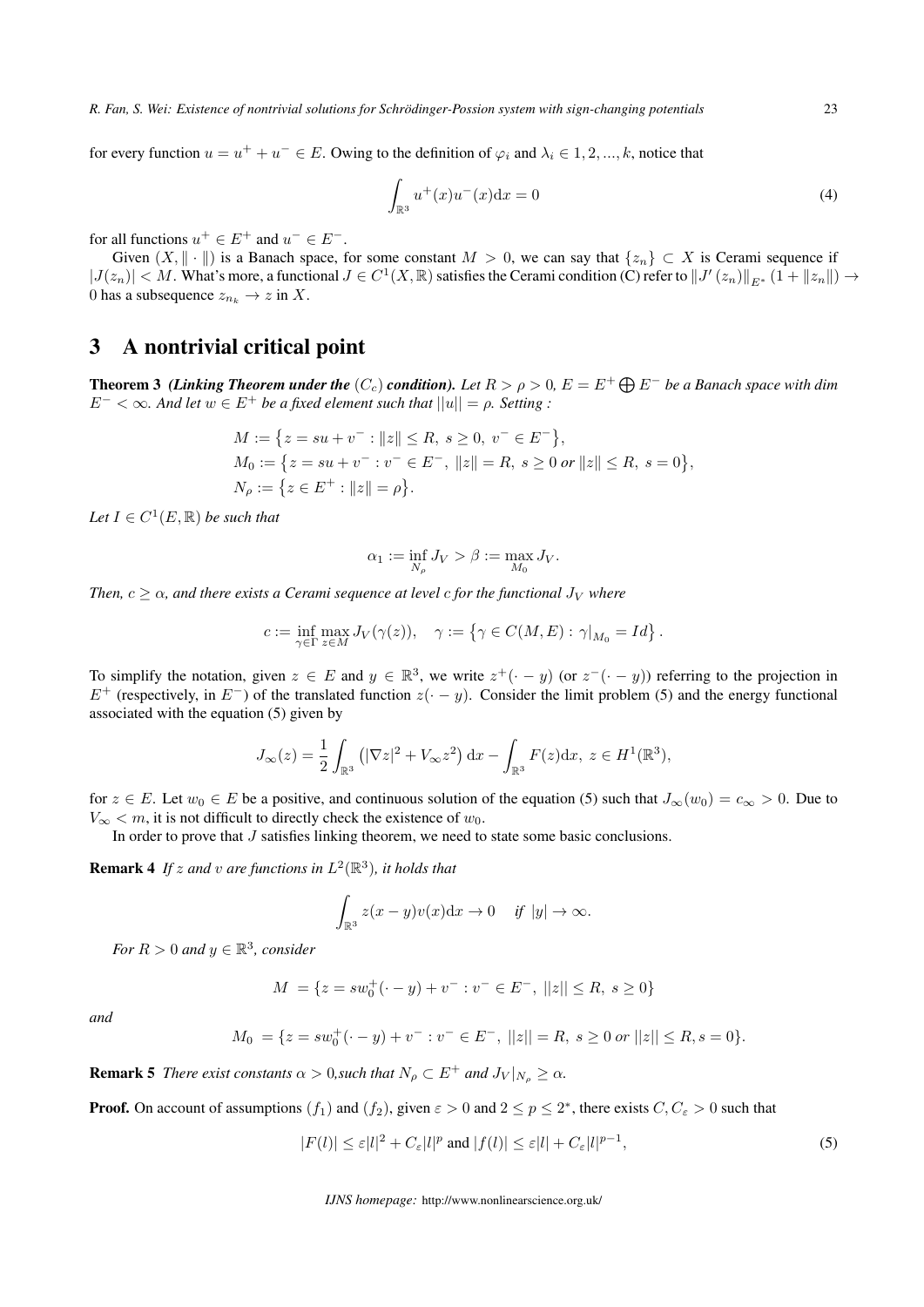for every function $u = u^+ + u^- \in E$. Owing to the definition of $\varphi_i$ and $\lambda_i \in 1, 2, ..., k$, notice that

$$\int_{\mathbb{R}^3} u^+(x)u^-(x)\mathrm{d}x = 0 \tag{4}$$

for all functions $u^+ \in E^+$ and $u^- \in E^-$.

Given $(X, \|\cdot\|)$ is a Banach space, for some constant $M > 0$, we can say that $\{z_n\} \subset X$ is Cerami sequence if $|J(z_n)| < M$. What's more, a functional $J \in C^1(X, \mathbb{R})$ satisfies the Cerami condition (C) refer to $\|J'(z_n)\|_{E^*}(1 + \|z_n\|) \to 0$ has a subsequence $z_{n_k} \to z$ in $X$.

# 3 A nontrivial critical point

**Theorem 3** ***(Linking Theorem under the*** $(C_c)$ ***condition).*** *Let $R > \rho > 0$, $E = E^+ \bigoplus E^-$ be a Banach space with dim $E^- < \infty$. And let $w \in E^+$ be a fixed element such that $||u|| = \rho$. Setting :*

$$M := \{z = su + v^- : \|z\| \leq R,\ s \geq 0,\ v^- \in E^-\},$$
$$M_0 := \{z = su + v^- : v^- \in E^-,\ \|z\| = R,\ s \geq 0 \text{ or } \|z\| \leq R,\ s = 0\},$$
$$N_\rho := \{z \in E^+ : \|z\| = \rho\}.$$

*Let $I \in C^1(E, \mathbb{R})$ be such that*

$$\alpha_1 := \inf_{N_\rho} J_V > \beta := \max_{M_0} J_V.$$

*Then, $c \geq \alpha$, and there exists a Cerami sequence at level $c$ for the functional $J_V$ where*

$$c := \inf_{\gamma \in \Gamma} \max_{z \in M} J_V(\gamma(z)), \quad \gamma := \left\{\gamma \in C(M, E) : \gamma|_{M_0} = Id\right\}.$$

To simplify the notation, given $z \in E$ and $y \in \mathbb{R}^3$, we write $z^+(\cdot - y)$ (or $z^-(\cdot - y)$) referring to the projection in $E^+$ (respectively, in $E^-$) of the translated function $z(\cdot - y)$. Consider the limit problem (5) and the energy functional associated with the equation (5) given by

$$J_\infty(z) = \frac{1}{2}\int_{\mathbb{R}^3} \left(|\nabla z|^2 + V_\infty z^2\right)\mathrm{d}x - \int_{\mathbb{R}^3} F(z)\mathrm{d}x,\ z \in H^1(\mathbb{R}^3),$$

for $z \in E$. Let $w_0 \in E$ be a positive, and continuous solution of the equation (5) such that $J_\infty(w_0) = c_\infty > 0$. Due to $V_\infty < m$, it is not difficult to directly check the existence of $w_0$.

In order to prove that $J$ satisfies linking theorem, we need to state some basic conclusions.

**Remark 4** *If $z$ and $v$ are functions in $L^2(\mathbb{R}^3)$, it holds that*

$$\int_{\mathbb{R}^3} z(x - y)v(x)\mathrm{d}x \to 0 \quad \text{if } |y| \to \infty.$$

*For $R > 0$ and $y \in \mathbb{R}^3$, consider*

$$M = \{z = sw_0^+(\cdot - y) + v^- : v^- \in E^-,\ ||z|| \leq R,\ s \geq 0\}$$

*and*

$$M_0 = \{z = sw_0^+(\cdot - y) + v^- : v^- \in E^-,\ ||z|| = R,\ s \geq 0 \text{ or } ||z|| \leq R, s = 0\}.$$

**Remark 5** *There exist constants $\alpha > 0$,such that $N_\rho \subset E^+$ and $J_V|_{N_\rho} \geq \alpha$.*

**Proof.** On account of assumptions $(f_1)$ and $(f_2)$, given $\varepsilon > 0$ and $2 \leq p \leq 2^*$, there exists $C, C_\varepsilon > 0$ such that

$$|F(l)| \leq \varepsilon|l|^2 + C_\varepsilon|l|^p \text{ and } |f(l)| \leq \varepsilon|l| + C_\varepsilon|l|^{p-1}, \tag{5}$$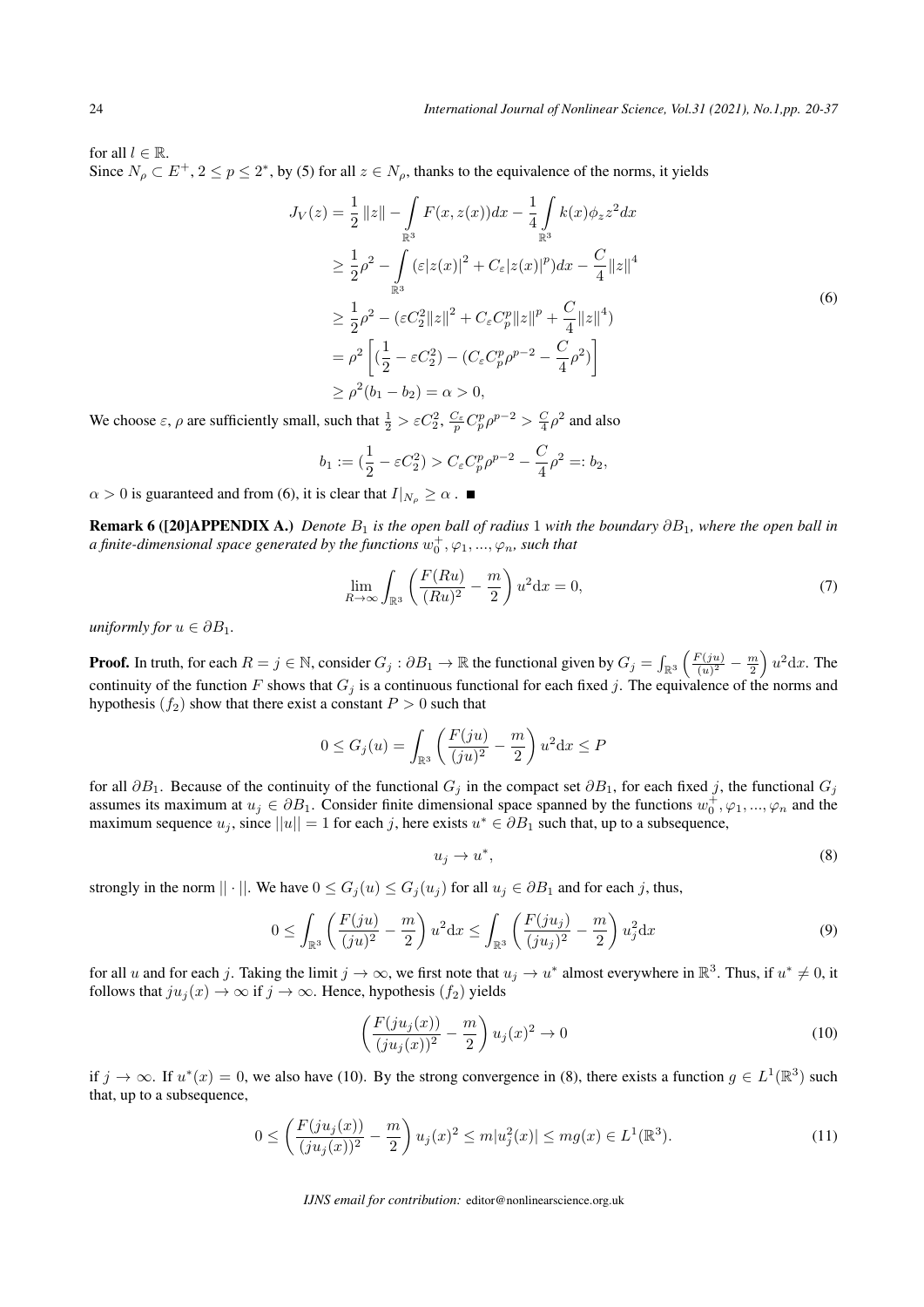for all $l \in \mathbb{R}$.

Since $N_\rho \subset E^+$, $2 \le p \le 2^*$, by (5) for all $z \in N_\rho$, thanks to the equivalence of the norms, it yields

$$
\begin{aligned}
J_V(z) &= \frac{1}{2}\|z\| - \int_{\mathbb{R}^3} F(x, z(x))dx - \frac{1}{4}\int_{\mathbb{R}^3} k(x)\phi_z z^2 dx \\
&\ge \frac{1}{2}\rho^2 - \int_{\mathbb{R}^3} (\varepsilon |z(x)|^2 + C_\varepsilon |z(x)|^p)dx - \frac{C}{4}\|z\|^4 \\
&\ge \frac{1}{2}\rho^2 - (\varepsilon C_2^2 \|z\|^2 + C_\varepsilon C_p^p \|z\|^p + \frac{C}{4}\|z\|^4) \\
&= \rho^2 \left[ (\frac{1}{2} - \varepsilon C_2^2) - (C_\varepsilon C_p^p \rho^{p-2} - \frac{C}{4}\rho^2) \right] \\
&\ge \rho^2 (b_1 - b_2) = \alpha > 0,
\end{aligned}
\tag{6}
$$

We choose $\varepsilon$, $\rho$ are sufficiently small, such that $\frac{1}{2} > \varepsilon C_2^2$, $\frac{C_\varepsilon}{p} C_p^p \rho^{p-2} > \frac{C}{4}\rho^2$ and also

$$
b_1 := (\frac{1}{2} - \varepsilon C_2^2) > C_\varepsilon C_p^p \rho^{p-2} - \frac{C}{4}\rho^2 =: b_2,
$$

$\alpha > 0$ is guaranteed and from (6), it is clear that $I|_{N_\rho} \ge \alpha$ . ■

**Remark 6 ([20]APPENDIX A.)** *Denote $B_1$ is the open ball of radius 1 with the boundary $\partial B_1$, where the open ball in a finite-dimensional space generated by the functions $w_0^+, \varphi_1, ..., \varphi_n$, such that*

$$
\lim_{R \to \infty} \int_{\mathbb{R}^3} \left( \frac{F(Ru)}{(Ru)^2} - \frac{m}{2} \right) u^2 \mathrm{d}x = 0,
\tag{7}
$$

*uniformly for $u \in \partial B_1$.*

**Proof.** In truth, for each $R = j \in \mathbb{N}$, consider $G_j : \partial B_1 \to \mathbb{R}$ the functional given by $G_j = \int_{\mathbb{R}^3} \left( \frac{F(ju)}{(u)^2} - \frac{m}{2} \right) u^2 \mathrm{d}x$. The continuity of the function $F$ shows that $G_j$ is a continuous functional for each fixed $j$. The equivalence of the norms and hypothesis $(f_2)$ show that there exist a constant $P > 0$ such that

$$
0 \le G_j(u) = \int_{\mathbb{R}^3} \left( \frac{F(ju)}{(ju)^2} - \frac{m}{2} \right) u^2 \mathrm{d}x \le P
$$

for all $\partial B_1$. Because of the continuity of the functional $G_j$ in the compact set $\partial B_1$, for each fixed $j$, the functional $G_j$ assumes its maximum at $u_j \in \partial B_1$. Consider finite dimensional space spanned by the functions $w_0^+, \varphi_1, ..., \varphi_n$ and the maximum sequence $u_j$, since $||u|| = 1$ for each $j$, here exists $u^* \in \partial B_1$ such that, up to a subsequence,

$$
u_j \to u^*,
\tag{8}
$$

strongly in the norm $|| \cdot ||$. We have $0 \le G_j(u) \le G_j(u_j)$ for all $u_j \in \partial B_1$ and for each $j$, thus,

$$
0 \le \int_{\mathbb{R}^3} \left( \frac{F(ju)}{(ju)^2} - \frac{m}{2} \right) u^2 \mathrm{d}x \le \int_{\mathbb{R}^3} \left( \frac{F(ju_j)}{(ju_j)^2} - \frac{m}{2} \right) u_j^2 \mathrm{d}x
\tag{9}
$$

for all $u$ and for each $j$. Taking the limit $j \to \infty$, we first note that $u_j \to u^*$ almost everywhere in $\mathbb{R}^3$. Thus, if $u^* \ne 0$, it follows that $ju_j(x) \to \infty$ if $j \to \infty$. Hence, hypothesis $(f_2)$ yields

$$
\left( \frac{F(ju_j(x))}{(ju_j(x))^2} - \frac{m}{2} \right) u_j(x)^2 \to 0
\tag{10}
$$

if $j \to \infty$. If $u^*(x) = 0$, we also have (10). By the strong convergence in (8), there exists a function $g \in L^1(\mathbb{R}^3)$ such that, up to a subsequence,

$$
0 \le \left( \frac{F(ju_j(x))}{(ju_j(x))^2} - \frac{m}{2} \right) u_j(x)^2 \le m|u_j^2(x)| \le mg(x) \in L^1(\mathbb{R}^3).
\tag{11}
$$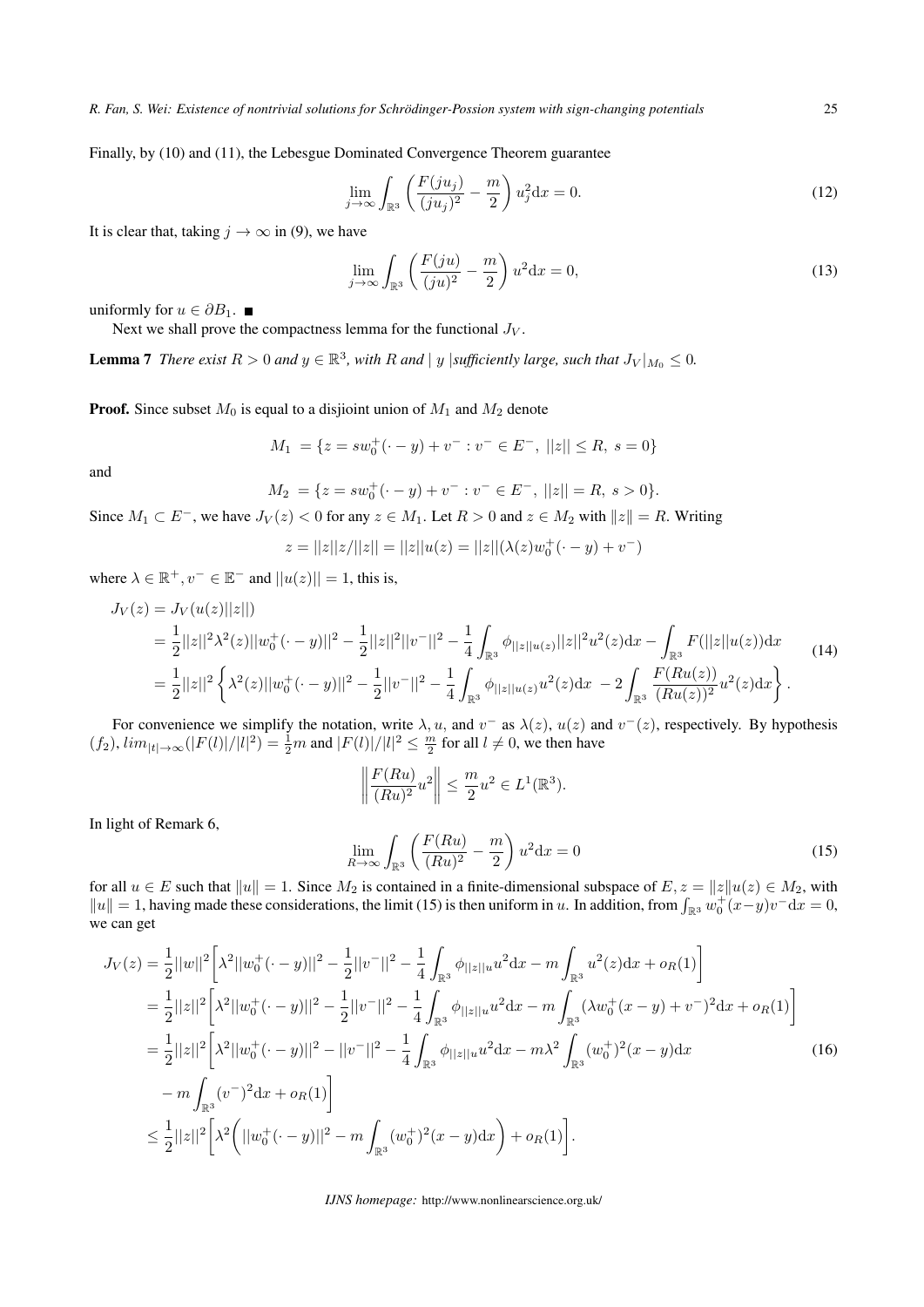Finally, by (10) and (11), the Lebesgue Dominated Convergence Theorem guarantee

$$\lim_{j\to\infty}\int_{\mathbb{R}^3}\left(\frac{F(ju_j)}{(ju_j)^2}-\frac{m}{2}\right)u_j^2\mathrm{d}x=0. \tag{12}$$

It is clear that, taking $j\to\infty$ in (9), we have

$$\lim_{j\to\infty}\int_{\mathbb{R}^3}\left(\frac{F(ju)}{(ju)^2}-\frac{m}{2}\right)u^2\mathrm{d}x=0, \tag{13}$$

uniformly for $u\in\partial B_1$. ■

Next we shall prove the compactness lemma for the functional $J_V$.

**Lemma 7** *There exist $R>0$ and $y\in\mathbb{R}^3$, with $R$ and $|\ y\ |$ sufficiently large, such that $J_V|_{M_0}\leq 0$.*

**Proof.** Since subset $M_0$ is equal to a disjioint union of $M_1$ and $M_2$ denote

$$M_1\ =\{z=sw_0^+(\cdot-y)+v^-: v^-\in E^-,\ ||z||\leq R,\ s=0\}$$

and

$$M_2\ =\{z=sw_0^+(\cdot-y)+v^-: v^-\in E^-,\ ||z||=R,\ s>0\}.$$

Since $M_1\subset E^-$, we have $J_V(z)<0$ for any $z\in M_1$. Let $R>0$ and $z\in M_2$ with $\|z\|=R$. Writing

$$z=||z||z/||z||=||z||u(z)=||z||(\lambda(z)w_0^+(\cdot-y)+v^-)$$

where $\lambda\in\mathbb{R}^+, v^-\in\mathbb{E}^-$ and $||u(z)||=1$, this is,

$$\begin{aligned}
J_V(z)&=J_V(u(z)||z||)\\
&=\frac{1}{2}||z||^2\lambda^2(z)||w_0^+(\cdot-y)||^2-\frac{1}{2}||z||^2||v^-||^2-\frac{1}{4}\int_{\mathbb{R}^3}\phi_{||z||u(z)}||z||^2u^2(z)\mathrm{d}x-\int_{\mathbb{R}^3}F(||z||u(z))\mathrm{d}x\\
&=\frac{1}{2}||z||^2\left\{\lambda^2(z)||w_0^+(\cdot-y)||^2-\frac{1}{2}||v^-||^2-\frac{1}{4}\int_{\mathbb{R}^3}\phi_{||z||u(z)}u^2(z)\mathrm{d}x\ -2\int_{\mathbb{R}^3}\frac{F(Ru(z))}{(Ru(z))^2}u^2(z)\mathrm{d}x\right\}.
\end{aligned} \tag{14}$$

For convenience we simplify the notation, write $\lambda, u$, and $v^-$ as $\lambda(z)$, $u(z)$ and $v^-(z)$, respectively. By hypothesis $(f_2)$, $lim_{|t|\to\infty}(|F(l)|/|l|^2)=\frac{1}{2}m$ and $|F(l)|/|l|^2\leq\frac{m}{2}$ for all $l\neq 0$, we then have

$$\left\|\frac{F(Ru)}{(Ru)^2}u^2\right\|\leq\frac{m}{2}u^2\in L^1(\mathbb{R}^3).$$

In light of Remark 6,

$$\lim_{R\to\infty}\int_{\mathbb{R}^3}\left(\frac{F(Ru)}{(Ru)^2}-\frac{m}{2}\right)u^2\mathrm{d}x=0 \tag{15}$$

for all $u\in E$ such that $\|u\|=1$. Since $M_2$ is contained in a finite-dimensional subspace of $E, z=\|z\|u(z)\in M_2$, with $\|u\|=1$, having made these considerations, the limit (15) is then uniform in $u$. In addition, from $\int_{\mathbb{R}^3}w_0^+(x-y)v^-\mathrm{d}x=0$, we can get

$$\begin{aligned}
J_V(z)&=\frac{1}{2}||w||^2\bigg[\lambda^2||w_0^+(\cdot-y)||^2-\frac{1}{2}||v^-||^2-\frac{1}{4}\int_{\mathbb{R}^3}\phi_{||z||u}u^2\mathrm{d}x-m\int_{\mathbb{R}^3}u^2(z)\mathrm{d}x+o_R(1)\bigg]\\
&=\frac{1}{2}||z||^2\bigg[\lambda^2||w_0^+(\cdot-y)||^2-\frac{1}{2}||v^-||^2-\frac{1}{4}\int_{\mathbb{R}^3}\phi_{||z||u}u^2\mathrm{d}x-m\int_{\mathbb{R}^3}(\lambda w_0^+(x-y)+v^-)^2\mathrm{d}x+o_R(1)\bigg]\\
&=\frac{1}{2}||z||^2\bigg[\lambda^2||w_0^+(\cdot-y)||^2-||v^-||^2-\frac{1}{4}\int_{\mathbb{R}^3}\phi_{||z||u}u^2\mathrm{d}x-m\lambda^2\int_{\mathbb{R}^3}(w_0^+)^2(x-y)\mathrm{d}x\\
&\quad-m\int_{\mathbb{R}^3}(v^-)^2\mathrm{d}x+o_R(1)\bigg]\\
&\leq\frac{1}{2}||z||^2\bigg[\lambda^2\bigg(||w_0^+(\cdot-y)||^2-m\int_{\mathbb{R}^3}(w_0^+)^2(x-y)\mathrm{d}x\bigg)+o_R(1)\bigg].
\end{aligned} \tag{16}$$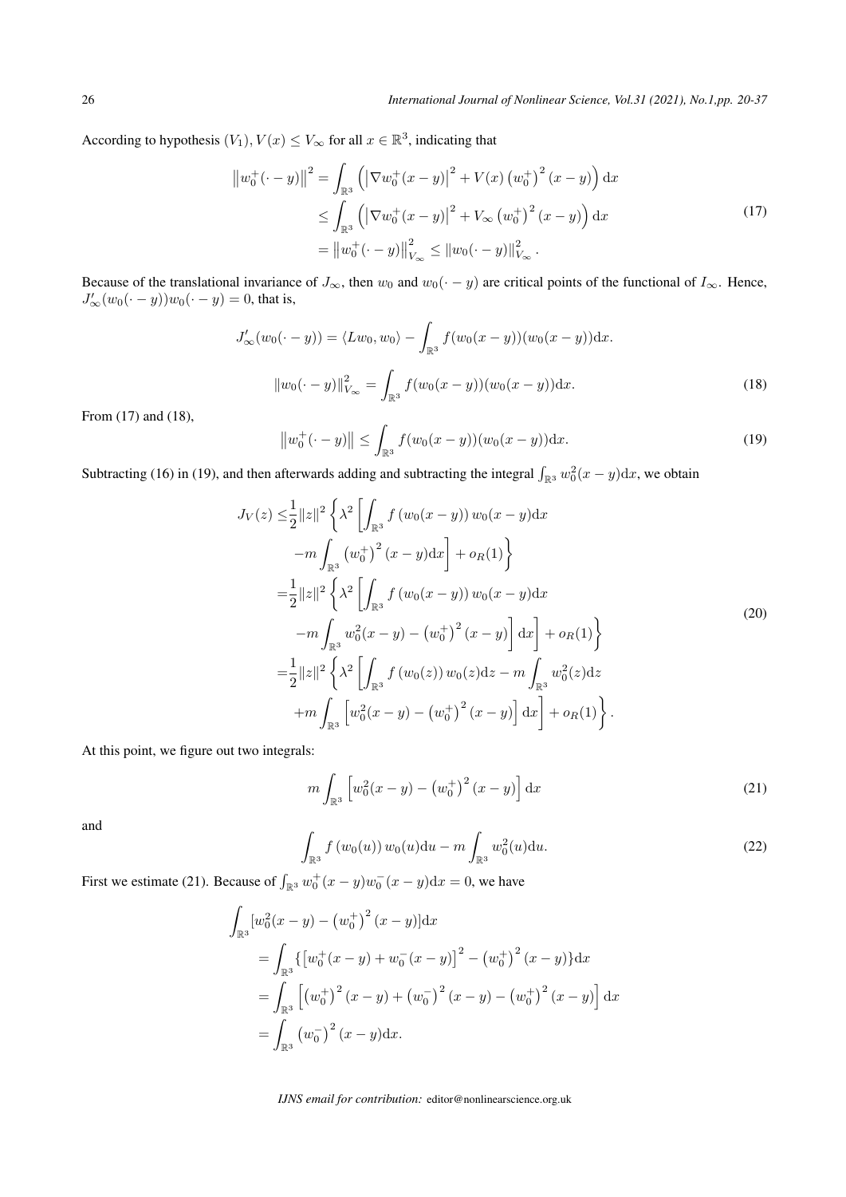According to hypothesis $(V_1), V(x) \leq V_\infty$ for all $x \in \mathbb{R}^3$, indicating that

$$
\begin{aligned}
\left\|w_0^+(\cdot - y)\right\|^2 &= \int_{\mathbb{R}^3} \left( \left|\nabla w_0^+(x-y)\right|^2 + V(x) \left(w_0^+\right)^2 (x-y) \right) \mathrm{d}x \\
&\leq \int_{\mathbb{R}^3} \left( \left|\nabla w_0^+(x-y)\right|^2 + V_\infty \left(w_0^+\right)^2 (x-y) \right) \mathrm{d}x \\
&= \left\|w_0^+(\cdot - y)\right\|_{V_\infty}^2 \leq \left\|w_0(\cdot - y)\right\|_{V_\infty}^2 .
\end{aligned} \tag{17}
$$

Because of the translational invariance of $J_\infty$, then $w_0$ and $w_0(\cdot - y)$ are critical points of the functional of $I_\infty$. Hence, $J'_\infty(w_0(\cdot - y))w_0(\cdot - y) = 0$, that is,

$$
J'_\infty(w_0(\cdot - y)) = \langle Lw_0, w_0 \rangle - \int_{\mathbb{R}^3} f(w_0(x-y))(w_0(x-y))\mathrm{d}x.
$$

$$
\|w_0(\cdot - y)\|_{V_\infty}^2 = \int_{\mathbb{R}^3} f(w_0(x-y))(w_0(x-y))\mathrm{d}x. \tag{18}
$$

From (17) and (18),

$$
\left\|w_0^+(\cdot - y)\right\| \leq \int_{\mathbb{R}^3} f(w_0(x-y))(w_0(x-y))\mathrm{d}x. \tag{19}
$$

Subtracting (16) in (19), and then afterwards adding and subtracting the integral $\int_{\mathbb{R}^3} w_0^2(x-y)\mathrm{d}x$, we obtain

$$
\begin{aligned}
J_V(z) \leq& \frac{1}{2}\|z\|^2 \left\{ \lambda^2 \left[ \int_{\mathbb{R}^3} f\left(w_0(x-y)\right) w_0(x-y)\mathrm{d}x \right.\right. \\
&\left.\left. - m \int_{\mathbb{R}^3} \left(w_0^+\right)^2 (x-y)\mathrm{d}x \right] + o_R(1) \right\} \\
=& \frac{1}{2}\|z\|^2 \left\{ \lambda^2 \left[ \int_{\mathbb{R}^3} f\left(w_0(x-y)\right) w_0(x-y)\mathrm{d}x \right.\right. \\
&\left.\left. - m \int_{\mathbb{R}^3} w_0^2(x-y) - \left(w_0^+\right)^2 (x-y) \right] \mathrm{d}x \right] + o_R(1) \right\} \\
=& \frac{1}{2}\|z\|^2 \left\{ \lambda^2 \left[ \int_{\mathbb{R}^3} f\left(w_0(z)\right) w_0(z)\mathrm{d}z - m \int_{\mathbb{R}^3} w_0^2(z)\mathrm{d}z \right.\right. \\
&\left.\left. + m \int_{\mathbb{R}^3} \left[ w_0^2(x-y) - \left(w_0^+\right)^2 (x-y) \right] \mathrm{d}x \right] + o_R(1) \right\}.
\end{aligned} \tag{20}
$$

At this point, we figure out two integrals:

$$
m \int_{\mathbb{R}^3} \left[ w_0^2(x-y) - \left(w_0^+\right)^2 (x-y) \right] \mathrm{d}x \tag{21}
$$

and

$$
\int_{\mathbb{R}^3} f\left(w_0(u)\right) w_0(u)\mathrm{d}u - m \int_{\mathbb{R}^3} w_0^2(u)\mathrm{d}u. \tag{22}
$$

First we estimate (21). Because of $\int_{\mathbb{R}^3} w_0^+(x-y) w_0^-(x-y)\mathrm{d}x = 0$, we have

$$
\begin{aligned}
&\int_{\mathbb{R}^3} [w_0^2(x-y) - \left(w_0^+\right)^2 (x-y)]\mathrm{d}x \\
&= \int_{\mathbb{R}^3} \{ \left[ w_0^+(x-y) + w_0^-(x-y) \right]^2 - \left(w_0^+\right)^2 (x-y) \}\mathrm{d}x \\
&= \int_{\mathbb{R}^3} \left[ \left(w_0^+\right)^2 (x-y) + \left(w_0^-\right)^2 (x-y) - \left(w_0^+\right)^2 (x-y) \right] \mathrm{d}x \\
&= \int_{\mathbb{R}^3} \left(w_0^-\right)^2 (x-y)\mathrm{d}x.
\end{aligned}
$$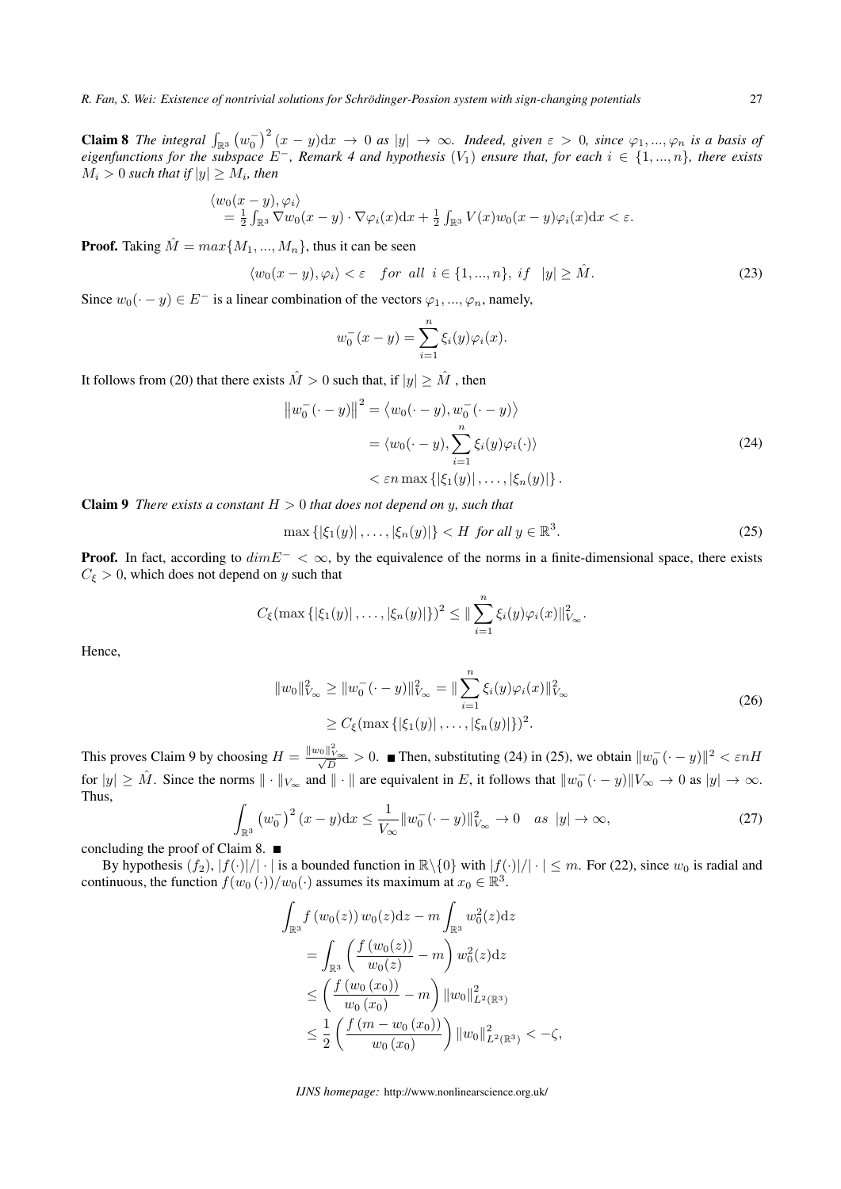**Claim 8** *The integral $\int_{\mathbb{R}^3} \left(w_0^-\right)^2 (x-y)\mathrm{d}x \to 0$ as $|y| \to \infty$. Indeed, given $\varepsilon > 0$, since $\varphi_1, ..., \varphi_n$ is a basis of eigenfunctions for the subspace $E^-$, Remark 4 and hypothesis $(V_1)$ ensure that, for each $i \in \{1, ..., n\}$, there exists $M_i > 0$ such that if $|y| \geq M_i$, then*

$$
\begin{aligned}
&\langle w_0(x-y), \varphi_i \rangle \\
&= \frac{1}{2}\int_{\mathbb{R}^3} \nabla w_0(x-y)\cdot \nabla \varphi_i(x)\mathrm{d}x + \frac{1}{2}\int_{\mathbb{R}^3} V(x) w_0(x-y)\varphi_i(x)\mathrm{d}x < \varepsilon.
\end{aligned}
$$

**Proof.** Taking $\hat{M} = max\{M_1, ..., M_n\}$, thus it can be seen

$$
\langle w_0(x-y), \varphi_i \rangle < \varepsilon \quad for \ \ all \ \ i \in \{1, ..., n\}, \ if \quad |y| \geq \hat{M}. \tag{23}
$$

Since $w_0(\cdot - y) \in E^-$ is a linear combination of the vectors $\varphi_1, ..., \varphi_n$, namely,

$$
w_0^-(x-y) = \sum_{i=1}^n \xi_i(y)\varphi_i(x).
$$

It follows from (20) that there exists $\hat{M} > 0$ such that, if $|y| \geq \hat{M}$ , then

$$
\begin{aligned}
\left\| w_0^-(\cdot - y) \right\|^2 &= \left\langle w_0(\cdot - y), w_0^-(\cdot - y) \right\rangle \\
&= \langle w_0(\cdot - y), \sum_{i=1}^n \xi_i(y)\varphi_i(\cdot) \rangle \\
&< \varepsilon n \max\left\{ |\xi_1(y)|, \ldots, |\xi_n(y)| \right\}.
\end{aligned} \tag{24}
$$

**Claim 9** *There exists a constant $H > 0$ that does not depend on $y$, such that*

$$
\max\left\{ |\xi_1(y)|, \ldots, |\xi_n(y)| \right\} < H \ \ \textit{for all } y \in \mathbb{R}^3. \tag{25}
$$

**Proof.** In fact, according to $dimE^- < \infty$, by the equivalence of the norms in a finite-dimensional space, there exists $C_\xi > 0$, which does not depend on $y$ such that

$$
C_\xi (\max\left\{ |\xi_1(y)|, \ldots, |\xi_n(y)| \right\})^2 \leq \| \sum_{i=1}^n \xi_i(y)\varphi_i(x) \|_{V_\infty}^2.
$$

Hence,

$$
\begin{aligned}
\|w_0\|_{V_\infty}^2 \geq \|w_0^-(\cdot - y)\|_{V_\infty}^2 &= \| \sum_{i=1}^n \xi_i(y)\varphi_i(x) \|_{V_\infty}^2 \\
&\geq C_\xi (\max\left\{ |\xi_1(y)|, \ldots, |\xi_n(y)| \right\})^2.
\end{aligned} \tag{26}
$$

This proves Claim 9 by choosing $H = \frac{\|w_0\|_{V_\infty}^2}{\sqrt{D}} > 0$. ■ Then, substituting (24) in (25), we obtain $\|w_0^-(\cdot - y)\|^2 < \varepsilon n H$ for $|y| \geq \hat{M}$. Since the norms $\|\cdot\|_{V_\infty}$ and $\|\cdot\|$ are equivalent in $E$, it follows that $\|w_0^-(\cdot - y)\|V_\infty \to 0$ as $|y| \to \infty$. Thus,

$$
\int_{\mathbb{R}^3} \left(w_0^-\right)^2 (x-y)\mathrm{d}x \leq \frac{1}{V_\infty}\|w_0^-(\cdot - y)\|_{V_\infty}^2 \to 0 \quad as \ \ |y| \to \infty, \tag{27}
$$

concluding the proof of Claim 8. ■

By hypothesis $(f_2)$, $|f(\cdot)|/|\cdot|$ is a bounded function in $\mathbb{R}\backslash\{0\}$ with $|f(\cdot)|/|\cdot| \leq m$. For (22), since $w_0$ is radial and continuous, the function $f(w_0(\cdot))/w_0(\cdot)$ assumes its maximum at $x_0 \in \mathbb{R}^3$.

$$
\begin{aligned}
&\int_{\mathbb{R}^3} f\left(w_0(z)\right) w_0(z)\mathrm{d}z - m\int_{\mathbb{R}^3} w_0^2(z)\mathrm{d}z \\
&= \int_{\mathbb{R}^3} \left( \frac{f\left(w_0(z)\right)}{w_0(z)} - m \right) w_0^2(z)\mathrm{d}z \\
&\leq \left( \frac{f\left(w_0\left(x_0\right)\right)}{w_0\left(x_0\right)} - m \right) \|w_0\|_{L^2(\mathbb{R}^3)}^2 \\
&\leq \frac{1}{2}\left( \frac{f\left(m - w_0\left(x_0\right)\right)}{w_0\left(x_0\right)} \right) \|w_0\|_{L^2(\mathbb{R}^3)}^2 < -\zeta,
\end{aligned}
$$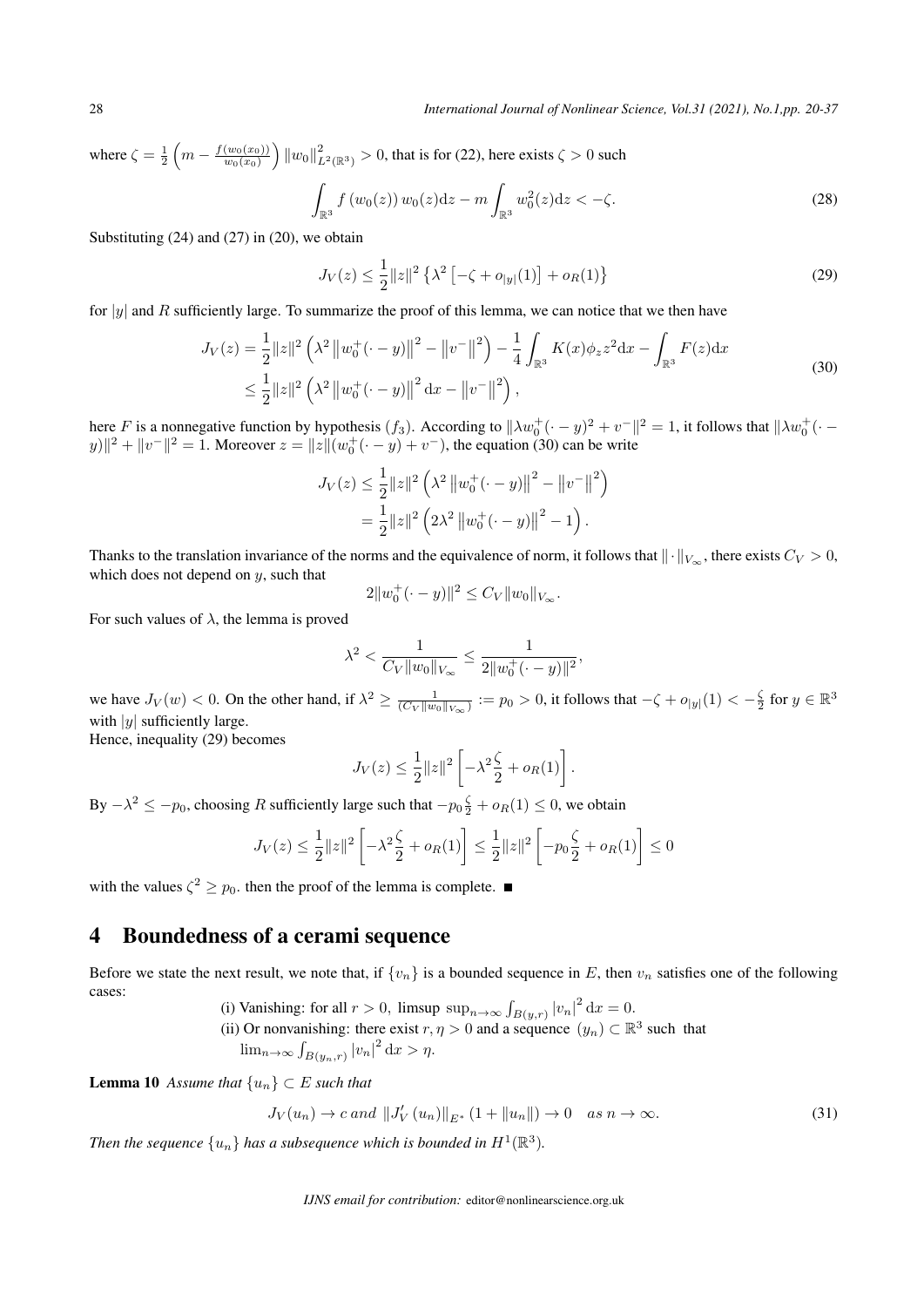where $\zeta = \frac{1}{2}\left(m - \frac{f(w_0(x_0))}{w_0(x_0)}\right)\|w_0\|^2_{L^2(\mathbb{R}^3)} > 0$, that is for (22), here exists $\zeta > 0$ such

$$\int_{\mathbb{R}^3} f\left(w_0(z)\right) w_0(z) \mathrm{d}z - m \int_{\mathbb{R}^3} w_0^2(z) \mathrm{d}z < -\zeta. \tag{28}$$

Substituting (24) and (27) in (20), we obtain

$$J_V(z) \leq \frac{1}{2}\|z\|^2 \left\{\lambda^2 \left[-\zeta + o_{|y|}(1)\right] + o_R(1)\right\} \tag{29}$$

for $|y|$ and $R$ sufficiently large. To summarize the proof of this lemma, we can notice that we then have

$$\begin{aligned} J_V(z) &= \frac{1}{2}\|z\|^2 \left(\lambda^2 \left\|w_0^+(\cdot - y)\right\|^2 - \left\|v^-\right\|^2\right) - \frac{1}{4}\int_{\mathbb{R}^3} K(x)\phi_z z^2 \mathrm{d}x - \int_{\mathbb{R}^3} F(z)\mathrm{d}x \\ &\leq \frac{1}{2}\|z\|^2 \left(\lambda^2 \left\|w_0^+(\cdot - y)\right\|^2 \mathrm{d}x - \left\|v^-\right\|^2\right), \end{aligned} \tag{30}$$

here $F$ is a nonnegative function by hypothesis $(f_3)$. According to $\|\lambda w_0^+(\cdot - y)^2 + v^-\|^2 = 1$, it follows that $\|\lambda w_0^+(\cdot - y)\|^2 + \|v^-\|^2 = 1$. Moreover $z = \|z\|(w_0^+(\cdot - y) + v^-)$, the equation (30) can be write

$$\begin{aligned} J_V(z) &\leq \frac{1}{2}\|z\|^2 \left(\lambda^2 \left\|w_0^+(\cdot - y)\right\|^2 - \left\|v^-\right\|^2\right) \\ &= \frac{1}{2}\|z\|^2 \left(2\lambda^2 \left\|w_0^+(\cdot - y)\right\|^2 - 1\right). \end{aligned}$$

Thanks to the translation invariance of the norms and the equivalence of norm, it follows that $\|\cdot\|_{V_\infty}$, there exists $C_V > 0$, which does not depend on $y$, such that

$$2\|w_0^+(\cdot - y)\|^2 \leq C_V \|w_0\|_{V_\infty}.$$

For such values of $\lambda$, the lemma is proved

$$\lambda^2 < \frac{1}{C_V \|w_0\|_{V_\infty}} \leq \frac{1}{2\|w_0^+(\cdot - y)\|^2},$$

we have $J_V(w) < 0$. On the other hand, if $\lambda^2 \geq \frac{1}{(C_V \|w_0\|_{V_\infty})} := p_0 > 0$, it follows that $-\zeta + o_{|y|}(1) < -\frac{\zeta}{2}$ for $y \in \mathbb{R}^3$ with $|y|$ sufficiently large.
Hence, inequality (29) becomes

$$J_V(z) \leq \frac{1}{2}\|z\|^2 \left[-\lambda^2 \frac{\zeta}{2} + o_R(1)\right].$$

By $-\lambda^2 \leq -p_0$, choosing $R$ sufficiently large such that $-p_0\frac{\zeta}{2} + o_R(1) \leq 0$, we obtain

$$J_V(z) \leq \frac{1}{2}\|z\|^2 \left[-\lambda^2 \frac{\zeta}{2} + o_R(1)\right] \leq \frac{1}{2}\|z\|^2 \left[-p_0 \frac{\zeta}{2} + o_R(1)\right] \leq 0$$

with the values $\zeta^2 \geq p_0$. then the proof of the lemma is complete. ■

## 4 Boundedness of a cerami sequence

Before we state the next result, we note that, if $\{v_n\}$ is a bounded sequence in $E$, then $v_n$ satisfies one of the following cases:

(i) Vanishing: for all $r > 0$, limsup $\sup_{n\to\infty} \int_{B(y,r)} |v_n|^2 \mathrm{d}x = 0$.

(ii) Or nonvanishing: there exist $r, \eta > 0$ and a sequence $(y_n) \subset \mathbb{R}^3$ such that $\lim_{n\to\infty} \int_{B(y_n,r)} |v_n|^2 \mathrm{d}x > \eta$.

**Lemma 10** *Assume that $\{u_n\} \subset E$ such that*

$$J_V(u_n) \to c \; and \; \|J_V'(u_n)\|_{E^*}(1 + \|u_n\|) \to 0 \quad as \; n \to \infty. \tag{31}$$

*Then the sequence $\{u_n\}$ has a subsequence which is bounded in $H^1(\mathbb{R}^3)$.*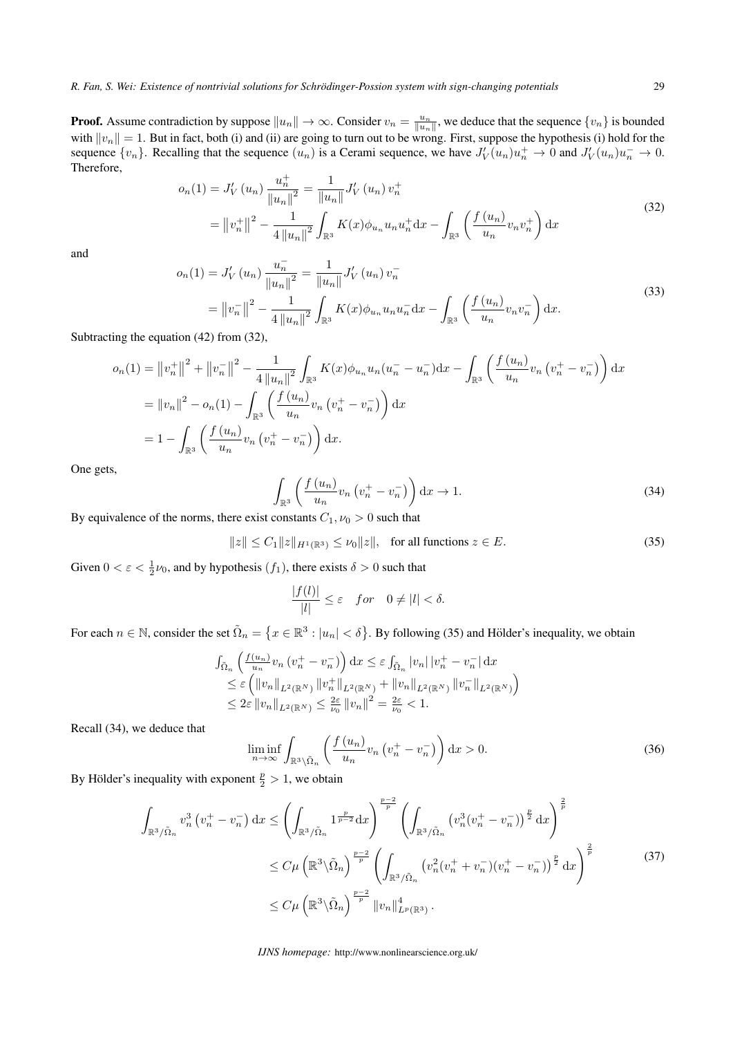**Proof.** Assume contradiction by suppose $\|u_n\| \to \infty$. Consider $v_n = \frac{u_n}{\|u_n\|}$, we deduce that the sequence $\{v_n\}$ is bounded with $\|v_n\| = 1$. But in fact, both (i) and (ii) are going to turn out to be wrong. First, suppose the hypothesis (i) hold for the sequence $\{v_n\}$. Recalling that the sequence $(u_n)$ is a Cerami sequence, we have $J_V'(u_n)u_n^+ \to 0$ and $J_V'(u_n)u_n^- \to 0$. Therefore,

$$
\begin{aligned}
o_n(1) = J_V'(u_n)\frac{u_n^+}{\|u_n\|^2} &= \frac{1}{\|u_n\|}J_V'(u_n)v_n^+ \\
&= \|v_n^+\|^2 - \frac{1}{4\|u_n\|^2}\int_{\mathbb{R}^3} K(x)\phi_{u_n}u_nu_n^+\mathrm{d}x - \int_{\mathbb{R}^3}\left(\frac{f(u_n)}{u_n}v_nv_n^+\right)\mathrm{d}x
\end{aligned}
\tag{32}
$$

and

$$
\begin{aligned}
o_n(1) = J_V'(u_n)\frac{u_n^-}{\|u_n\|^2} &= \frac{1}{\|u_n\|}J_V'(u_n)v_n^- \\
&= \|v_n^-\|^2 - \frac{1}{4\|u_n\|^2}\int_{\mathbb{R}^3} K(x)\phi_{u_n}u_nu_n^-\mathrm{d}x - \int_{\mathbb{R}^3}\left(\frac{f(u_n)}{u_n}v_nv_n^-\right)\mathrm{d}x.
\end{aligned}
\tag{33}
$$

Subtracting the equation (42) from (32),

$$
\begin{aligned}
o_n(1) &= \|v_n^+\|^2 + \|v_n^-\|^2 - \frac{1}{4\|u_n\|^2}\int_{\mathbb{R}^3} K(x)\phi_{u_n}u_n(u_n^- - u_n^-)\mathrm{d}x - \int_{\mathbb{R}^3}\left(\frac{f(u_n)}{u_n}v_n\left(v_n^+ - v_n^-\right)\right)\mathrm{d}x \\
&= \|v_n\|^2 - o_n(1) - \int_{\mathbb{R}^3}\left(\frac{f(u_n)}{u_n}v_n\left(v_n^+ - v_n^-\right)\right)\mathrm{d}x \\
&= 1 - \int_{\mathbb{R}^3}\left(\frac{f(u_n)}{u_n}v_n\left(v_n^+ - v_n^-\right)\right)\mathrm{d}x.
\end{aligned}
$$

One gets,

$$
\int_{\mathbb{R}^3}\left(\frac{f(u_n)}{u_n}v_n\left(v_n^+ - v_n^-\right)\right)\mathrm{d}x \to 1. \tag{34}
$$

By equivalence of the norms, there exist constants $C_1, \nu_0 > 0$ such that

$$
\|z\| \le C_1\|z\|_{H^1(\mathbb{R}^3)} \le \nu_0\|z\|, \quad \text{for all functions } z \in E. \tag{35}
$$

Given $0 < \varepsilon < \frac{1}{2}\nu_0$, and by hypothesis $(f_1)$, there exists $\delta > 0$ such that

$$
\frac{|f(l)|}{|l|} \le \varepsilon \quad for \quad 0 \ne |l| < \delta.
$$

For each $n \in \mathbb{N}$, consider the set $\tilde{\Omega}_n = \{x \in \mathbb{R}^3 : |u_n| < \delta\}$. By following (35) and Hölder's inequality, we obtain

$$
\begin{aligned}
&\int_{\tilde{\Omega}_n}\left(\frac{f(u_n)}{u_n}v_n\left(v_n^+ - v_n^-\right)\right)\mathrm{d}x \le \varepsilon\int_{\tilde{\Omega}_n}|v_n|\left|v_n^+ - v_n^-\right|\mathrm{d}x \\
&\le \varepsilon\left(\|v_n\|_{L^2(\mathbb{R}^N)}\|v_n^+\|_{L^2(\mathbb{R}^N)} + \|v_n\|_{L^2(\mathbb{R}^N)}\|v_n^-\|_{L^2(\mathbb{R}^N)}\right) \\
&\le 2\varepsilon\|v_n\|_{L^2(\mathbb{R}^N)} \le \frac{2\varepsilon}{\nu_0}\|v_n\|^2 = \frac{2\varepsilon}{\nu_0} < 1.
\end{aligned}
$$

Recall (34), we deduce that

$$
\liminf_{n\to\infty}\int_{\mathbb{R}^3\setminus\tilde{\Omega}_n}\left(\frac{f(u_n)}{u_n}v_n\left(v_n^+ - v_n^-\right)\right)\mathrm{d}x > 0. \tag{36}
$$

By Hölder's inequality with exponent $\frac{p}{2} > 1$, we obtain

$$
\begin{aligned}
\int_{\mathbb{R}^3/\tilde{\Omega}_n} v_n^3\left(v_n^+ - v_n^-\right)\mathrm{d}x &\le \left(\int_{\mathbb{R}^3/\tilde{\Omega}_n} 1^{\frac{p}{p-2}}\mathrm{d}x\right)^{\frac{p-2}{p}}\left(\int_{\mathbb{R}^3/\tilde{\Omega}_n}\left(v_n^3(v_n^+ - v_n^-)\right)^{\frac{p}{2}}\mathrm{d}x\right)^{\frac{2}{p}} \\
&\le C\mu\left(\mathbb{R}^3\setminus\tilde{\Omega}_n\right)^{\frac{p-2}{p}}\left(\int_{\mathbb{R}^3/\tilde{\Omega}_n}\left(v_n^2(v_n^+ + v_n^-)(v_n^+ - v_n^-)\right)^{\frac{p}{2}}\mathrm{d}x\right)^{\frac{2}{p}} \\
&\le C\mu\left(\mathbb{R}^3\setminus\tilde{\Omega}_n\right)^{\frac{p-2}{p}}\|v_n\|_{L^p(\mathbb{R}^3)}^4.
\end{aligned}
\tag{37}
$$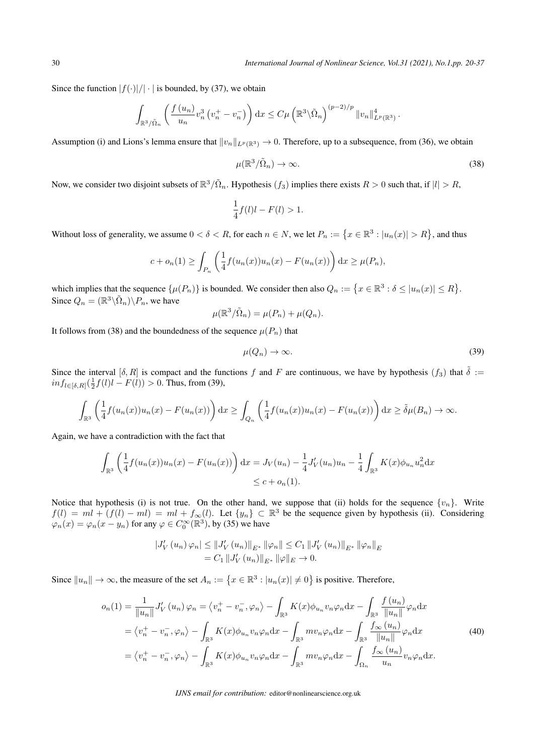Since the function $|f(\cdot)|/|\cdot|$ is bounded, by (37), we obtain

$$\int_{\mathbb{R}^3/\tilde{\Omega}_n}\left(\frac{f\left(u_n\right)}{u_n}v_n^3\left(v_n^+-v_n^-\right)\right)\mathrm{d}x \leq C\mu\left(\mathbb{R}^3\backslash\tilde{\Omega}_n\right)^{(p-2)/p}\left\|v_n\right\|_{L^p(\mathbb{R}^3)}^4.$$

Assumption (i) and Lions's lemma ensure that $\|v_n\|_{L^p(\mathbb{R}^3)} \to 0$. Therefore, up to a subsequence, from (36), we obtain

$$\mu(\mathbb{R}^3/\tilde{\Omega}_n) \to \infty. \tag{38}$$

Now, we consider two disjoint subsets of $\mathbb{R}^3/\tilde{\Omega}_n$. Hypothesis $(f_3)$ implies there exists $R > 0$ such that, if $|l| > R$,

$$\frac{1}{4}f(l)l - F(l) > 1.$$

Without loss of generality, we assume $0 < \delta < R$, for each $n \in N$, we let $P_n := \left\{x \in \mathbb{R}^3 : |u_n(x)| > R\right\}$, and thus

$$c + o_n(1) \geq \int_{P_n}\left(\frac{1}{4}f(u_n(x))u_n(x) - F(u_n(x))\right)\mathrm{d}x \geq \mu(P_n),$$

which implies that the sequence $\{\mu(P_n)\}$ is bounded. We consider then also $Q_n := \left\{x \in \mathbb{R}^3 : \delta \leq |u_n(x)| \leq R\right\}$. Since $Q_n = (\mathbb{R}^3\backslash\tilde{\Omega}_n)\backslash P_n$, we have

$$\mu(\mathbb{R}^3/\tilde{\Omega}_n) = \mu(P_n) + \mu(Q_n).$$

It follows from (38) and the boundedness of the sequence $\mu(P_n)$ that

$$\mu(Q_n) \to \infty. \tag{39}$$

Since the interval $[\delta, R]$ is compact and the functions $f$ and $F$ are continuous, we have by hypothesis $(f_3)$ that $\tilde{\delta} := inf_{l\in[\delta,R]}(\frac{1}{2}f(l)l - F(l)) > 0$. Thus, from (39),

$$\int_{\mathbb{R}^3}\left(\frac{1}{4}f(u_n(x))u_n(x) - F(u_n(x))\right)\mathrm{d}x \geq \int_{Q_n}\left(\frac{1}{4}f(u_n(x))u_n(x) - F(u_n(x))\right)\mathrm{d}x \geq \tilde{\delta}\mu(B_n) \to \infty.$$

Again, we have a contradiction with the fact that

$$\begin{aligned}\int_{\mathbb{R}^3}\left(\frac{1}{4}f(u_n(x))u_n(x) - F(u_n(x))\right)\mathrm{d}x &= J_V(u_n) - \frac{1}{4}J_V'(u_n)u_n - \frac{1}{4}\int_{\mathbb{R}^3}K(x)\phi_{u_n}u_n^2\mathrm{d}x \\ &\leq c + o_n(1).\end{aligned}$$

Notice that hypothesis (i) is not true. On the other hand, we suppose that (ii) holds for the sequence $\{v_n\}$. Write $f(l) = ml + (f(l) - ml) = ml + f_\infty(l)$. Let $\{y_n\} \subset \mathbb{R}^3$ be the sequence given by hypothesis (ii). Considering $\varphi_n(x) = \varphi_n(x - y_n)$ for any $\varphi \in C_0^\infty(\mathbb{R}^3)$, by (35) we have

$$\begin{aligned}\left|J_V'\left(u_n\right)\varphi_n\right| &\leq \left\|J_V'\left(u_n\right)\right\|_{E^*}\left\|\varphi_n\right\| \leq C_1\left\|J_V'\left(u_n\right)\right\|_{E^*}\left\|\varphi_n\right\|_E \\ &= C_1\left\|J_V'\left(u_n\right)\right\|_{E^*}\|\varphi\|_E \to 0.\end{aligned}$$

Since $\|u_n\| \to \infty$, the measure of the set $A_n := \left\{x \in \mathbb{R}^3 : |u_n(x)| \neq 0\right\}$ is positive. Therefore,

$$\begin{aligned}o_n(1) = \frac{1}{\|u_n\|}J_V'\left(u_n\right)\varphi_n &= \left\langle v_n^+ - v_n^-, \varphi_n\right\rangle - \int_{\mathbb{R}^3}K(x)\phi_{u_n}v_n\varphi_n\mathrm{d}x - \int_{\mathbb{R}^3}\frac{f\left(u_n\right)}{\|u_n\|}\varphi_n\mathrm{d}x \\ &= \left\langle v_n^+ - v_n^-, \varphi_n\right\rangle - \int_{\mathbb{R}^3}K(x)\phi_{u_n}v_n\varphi_n\mathrm{d}x - \int_{\mathbb{R}^3}mv_n\varphi_n\mathrm{d}x - \int_{\mathbb{R}^3}\frac{f_\infty\left(u_n\right)}{\|u_n\|}\varphi_n\mathrm{d}x \\ &= \left\langle v_n^+ - v_n^-, \varphi_n\right\rangle - \int_{\mathbb{R}^3}K(x)\phi_{u_n}v_n\varphi_n\mathrm{d}x - \int_{\mathbb{R}^3}mv_n\varphi_n\mathrm{d}x - \int_{\Omega_n}\frac{f_\infty\left(u_n\right)}{u_n}v_n\varphi_n\mathrm{d}x.\end{aligned} \tag{40}$$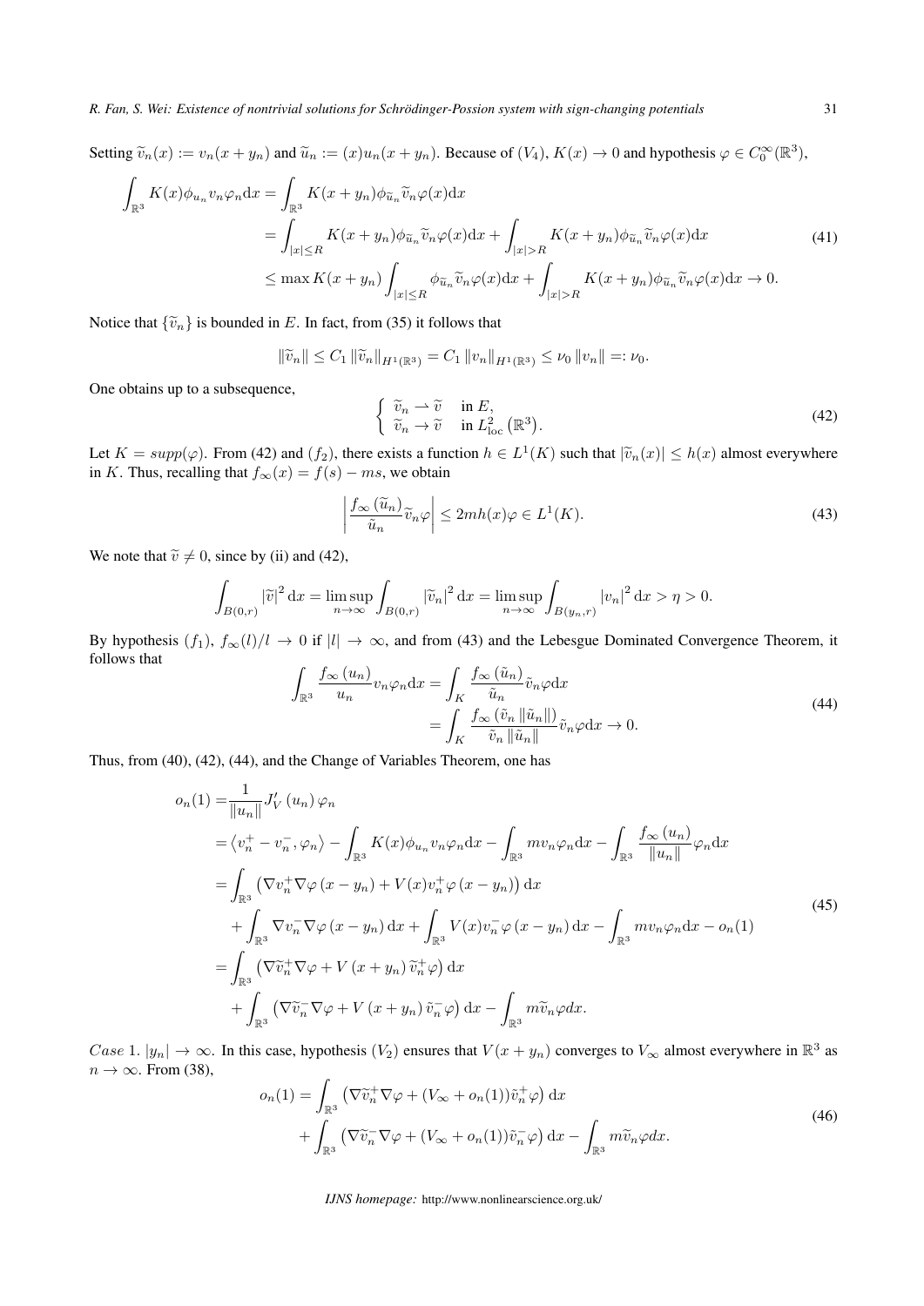Setting $\widetilde{v}_n(x) := v_n(x + y_n)$ and $\widetilde{u}_n := (x)u_n(x + y_n)$. Because of $(V_4)$, $K(x) \to 0$ and hypothesis $\varphi \in C_0^\infty(\mathbb{R}^3)$,

$$
\begin{aligned}
\int_{\mathbb{R}^3} K(x)\phi_{u_n} v_n \varphi_n \mathrm{d}x &= \int_{\mathbb{R}^3} K(x+y_n)\phi_{\widetilde{u}_n}\widetilde{v}_n\varphi(x)\mathrm{d}x \\
&= \int_{|x|\le R} K(x+y_n)\phi_{\widetilde{u}_n}\widetilde{v}_n\varphi(x)\mathrm{d}x + \int_{|x|>R} K(x+y_n)\phi_{\widetilde{u}_n}\widetilde{v}_n\varphi(x)\mathrm{d}x \\
&\le \max K(x+y_n)\int_{|x|\le R}\phi_{\widetilde{u}_n}\widetilde{v}_n\varphi(x)\mathrm{d}x + \int_{|x|>R} K(x+y_n)\phi_{\widetilde{u}_n}\widetilde{v}_n\varphi(x)\mathrm{d}x \to 0.
\end{aligned} \tag{41}
$$

Notice that $\{\widetilde{v}_n\}$ is bounded in $E$. In fact, from (35) it follows that

$$
\|\widetilde{v}_n\| \le C_1 \|\widetilde{v}_n\|_{H^1(\mathbb{R}^3)} = C_1 \|v_n\|_{H^1(\mathbb{R}^3)} \le \nu_0 \|v_n\| =: \nu_0.
$$

One obtains up to a subsequence,

$$
\begin{cases} \widetilde{v}_n \rightharpoonup \widetilde{v} & \text{in } E, \\ \widetilde{v}_n \to \widetilde{v} & \text{in } L^2_{\mathrm{loc}}(\mathbb{R}^3). \end{cases} \tag{42}
$$

Let $K = supp(\varphi)$. From (42) and $(f_2)$, there exists a function $h \in L^1(K)$ such that $|\widetilde{v}_n(x)| \le h(x)$ almost everywhere in $K$. Thus, recalling that $f_\infty(x) = f(s) - ms$, we obtain

$$
\left| \frac{f_\infty(\widetilde{u}_n)}{\widetilde{u}_n}\widetilde{v}_n\varphi \right| \le 2mh(x)\varphi \in L^1(K). \tag{43}
$$

We note that $\widetilde{v} \ne 0$, since by (ii) and (42),

$$
\int_{B(0,r)} |\widetilde{v}|^2 \mathrm{d}x = \limsup_{n\to\infty} \int_{B(0,r)} |\widetilde{v}_n|^2 \mathrm{d}x = \limsup_{n\to\infty} \int_{B(y_n,r)} |v_n|^2 \mathrm{d}x > \eta > 0.
$$

By hypothesis $(f_1)$, $f_\infty(l)/l \to 0$ if $|l| \to \infty$, and from (43) and the Lebesgue Dominated Convergence Theorem, it follows that

$$
\begin{aligned}
\int_{\mathbb{R}^3} \frac{f_\infty(u_n)}{u_n} v_n\varphi_n \mathrm{d}x &= \int_K \frac{f_\infty(\tilde{u}_n)}{\tilde{u}_n}\tilde{v}_n\varphi \mathrm{d}x \\
&= \int_K \frac{f_\infty(\tilde{v}_n\|\tilde{u}_n\|)}{\tilde{v}_n\|\tilde{u}_n\|}\tilde{v}_n\varphi \mathrm{d}x \to 0.
\end{aligned} \tag{44}
$$

Thus, from (40), (42), (44), and the Change of Variables Theorem, one has

$$
\begin{aligned}
o_n(1) =& \frac{1}{\|u_n\|} J_V'(u_n)\varphi_n \\
=& \langle v_n^+ - v_n^-, \varphi_n\rangle - \int_{\mathbb{R}^3} K(x)\phi_{u_n} v_n\varphi_n \mathrm{d}x - \int_{\mathbb{R}^3} m v_n\varphi_n \mathrm{d}x - \int_{\mathbb{R}^3} \frac{f_\infty(u_n)}{\|u_n\|}\varphi_n \mathrm{d}x \\
=& \int_{\mathbb{R}^3} \left(\nabla v_n^+ \nabla\varphi(x-y_n) + V(x)v_n^+\varphi(x-y_n)\right)\mathrm{d}x \\
&+ \int_{\mathbb{R}^3} \nabla v_n^- \nabla\varphi(x-y_n)\,\mathrm{d}x + \int_{\mathbb{R}^3} V(x)v_n^-\varphi(x-y_n)\,\mathrm{d}x - \int_{\mathbb{R}^3} m v_n\varphi_n \mathrm{d}x - o_n(1) \\
=& \int_{\mathbb{R}^3} \left(\nabla\widetilde{v}_n^+\nabla\varphi + V(x+y_n)\widetilde{v}_n^+\varphi\right)\mathrm{d}x \\
&+ \int_{\mathbb{R}^3} \left(\nabla\widetilde{v}_n^-\nabla\varphi + V(x+y_n)\widetilde{v}_n^-\varphi\right)\mathrm{d}x - \int_{\mathbb{R}^3} m\widetilde{v}_n\varphi dx.
\end{aligned} \tag{45}
$$

*Case* 1. $|y_n| \to \infty$. In this case, hypothesis $(V_2)$ ensures that $V(x + y_n)$ converges to $V_\infty$ almost everywhere in $\mathbb{R}^3$ as $n \to \infty$. From (38),

$$
\begin{aligned}
o_n(1) =& \int_{\mathbb{R}^3} \left(\nabla\tilde{v}_n^+\nabla\varphi + (V_\infty + o_n(1))\tilde{v}_n^+\varphi\right)\mathrm{d}x \\
&+ \int_{\mathbb{R}^3} \left(\nabla\widetilde{v}_n^-\nabla\varphi + (V_\infty + o_n(1))\tilde{v}_n^-\varphi\right)\mathrm{d}x - \int_{\mathbb{R}^3} m\widetilde{v}_n\varphi dx.
\end{aligned} \tag{46}
$$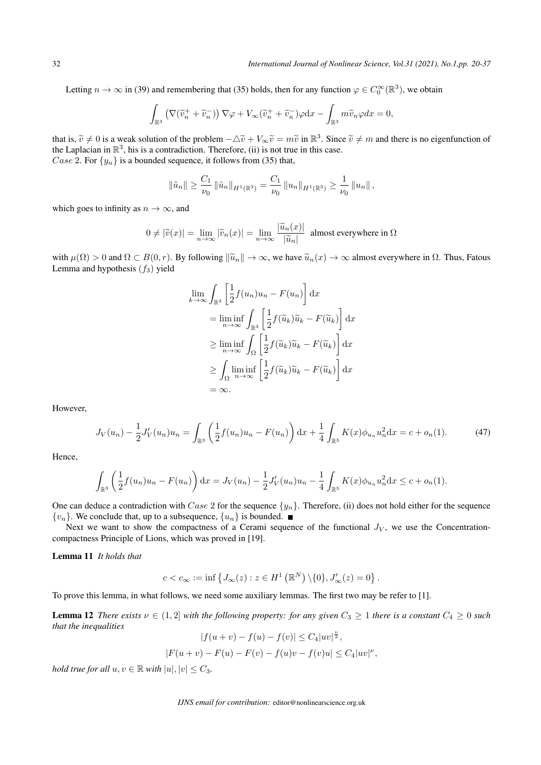Letting $n \to \infty$ in (39) and remembering that (35) holds, then for any function $\varphi \in C_0^\infty(\mathbb{R}^3)$, we obtain

$$\int_{\mathbb{R}^3} \left(\nabla(\widetilde{v}_n^+ + \widetilde{v}_n^-)\right) \nabla\varphi + V_\infty(\widetilde{v}_n^+ + \widetilde{v}_n^-)\varphi \mathrm{d}x - \int_{\mathbb{R}^3} m\widetilde{v}_n\varphi dx = 0,$$

that is, $\widetilde{v} \neq 0$ is a weak solution of the problem $-\triangle\widetilde{v} + V_\infty\widetilde{v} = m\widetilde{v}$ in $\mathbb{R}^3$. Since $\widetilde{v} \neq m$ and there is no eigenfunction of the Laplacian in $\mathbb{R}^3$, his is a contradiction. Therefore, (ii) is not true in this case.

$Case$ 2. For $\{y_n\}$ is a bounded sequence, it follows from (35) that,

$$\|\tilde{u}_n\| \geq \frac{C_1}{\nu_0}\|\tilde{u}_n\|_{H^1(\mathbb{R}^3)} = \frac{C_1}{\nu_0}\|u_n\|_{H^1(\mathbb{R}^3)} \geq \frac{1}{\nu_0}\|u_n\|,$$

which goes to infinity as $n \to \infty$, and

$$0 \neq |\widetilde{v}(x)| = \lim_{n\to\infty} |\widetilde{v}_n(x)| = \lim_{n\to\infty} \frac{|\widetilde{u}_n(x)|}{|\widetilde{u}_n|} \text{ almost everywhere in } \Omega$$

with $\mu(\Omega) > 0$ and $\Omega \subset B(0,r)$. By following $\|\widetilde{u}_n\| \to \infty$, we have $\widetilde{u}_n(x) \to \infty$ almost everywhere in $\Omega$. Thus, Fatous Lemma and hypothesis $(f_3)$ yield

$$\begin{aligned}
&\lim_{k\to\infty}\int_{\mathbb{R}^3}\left[\frac{1}{2}f(u_n)u_n - F(u_n)\right]\mathrm{d}x \\
&= \liminf_{n\to\infty}\int_{\mathbb{R}^3}\left[\frac{1}{2}f(\widetilde{u}_k)\widetilde{u}_k - F(\widetilde{u}_k)\right]\mathrm{d}x \\
&\geq \liminf_{n\to\infty}\int_{\Omega}\left[\frac{1}{2}f(\widetilde{u}_k)\widetilde{u}_k - F(\widetilde{u}_k)\right]\mathrm{d}x \\
&\geq \int_{\Omega}\liminf_{n\to\infty}\left[\frac{1}{2}f(\widetilde{u}_k)\widetilde{u}_k - F(\widetilde{u}_k)\right]\mathrm{d}x \\
&= \infty.
\end{aligned}$$

However,

$$J_V(u_n) - \frac{1}{2}J_V'(u_n)u_n = \int_{\mathbb{R}^3}\left(\frac{1}{2}f(u_n)u_n - F(u_n)\right)\mathrm{d}x + \frac{1}{4}\int_{\mathbb{R}^3}K(x)\phi_{u_n}u_n^2\mathrm{d}x = c + o_n(1). \tag{47}$$

Hence,

$$\int_{\mathbb{R}^3}\left(\frac{1}{2}f(u_n)u_n - F(u_n)\right)\mathrm{d}x = J_V(u_n) - \frac{1}{2}J_V'(u_n)u_n - \frac{1}{4}\int_{\mathbb{R}^3}K(x)\phi_{u_n}u_n^2\mathrm{d}x \leq c + o_n(1).$$

One can deduce a contradiction with $Case$ 2 for the sequence $\{y_n\}$. Therefore, (ii) does not hold either for the sequence $\{v_n\}$. We conclude that, up to a subsequence, $\{u_n\}$ is bounded. ∎

Next we want to show the compactness of a Cerami sequence of the functional $J_V$, we use the Concentration-compactness Principle of Lions, which was proved in [19].

**Lemma 11** *It holds that*

$$c < c_\infty := \inf\left\{J_\infty(z) : z \in H^1\left(\mathbb{R}^N\right)\backslash\{0\}, J_\infty'(z) = 0\right\}.$$

To prove this lemma, in what follows, we need some auxiliary lemmas. The first two may be refer to [1].

**Lemma 12** *There exists $\nu \in (1,2]$ with the following property: for any given $C_3 \geq 1$ there is a constant $C_4 \geq 0$ such that the inequalities*

$$|f(u+v) - f(u) - f(v)| \leq C_4|uv|^{\frac{\nu}{2}},$$

$$|F(u+v) - F(u) - F(v) - f(u)v - f(v)u| \leq C_4|uv|^{\nu},$$

*hold true for all $u, v \in \mathbb{R}$ with $|u|, |v| \leq C_3$.*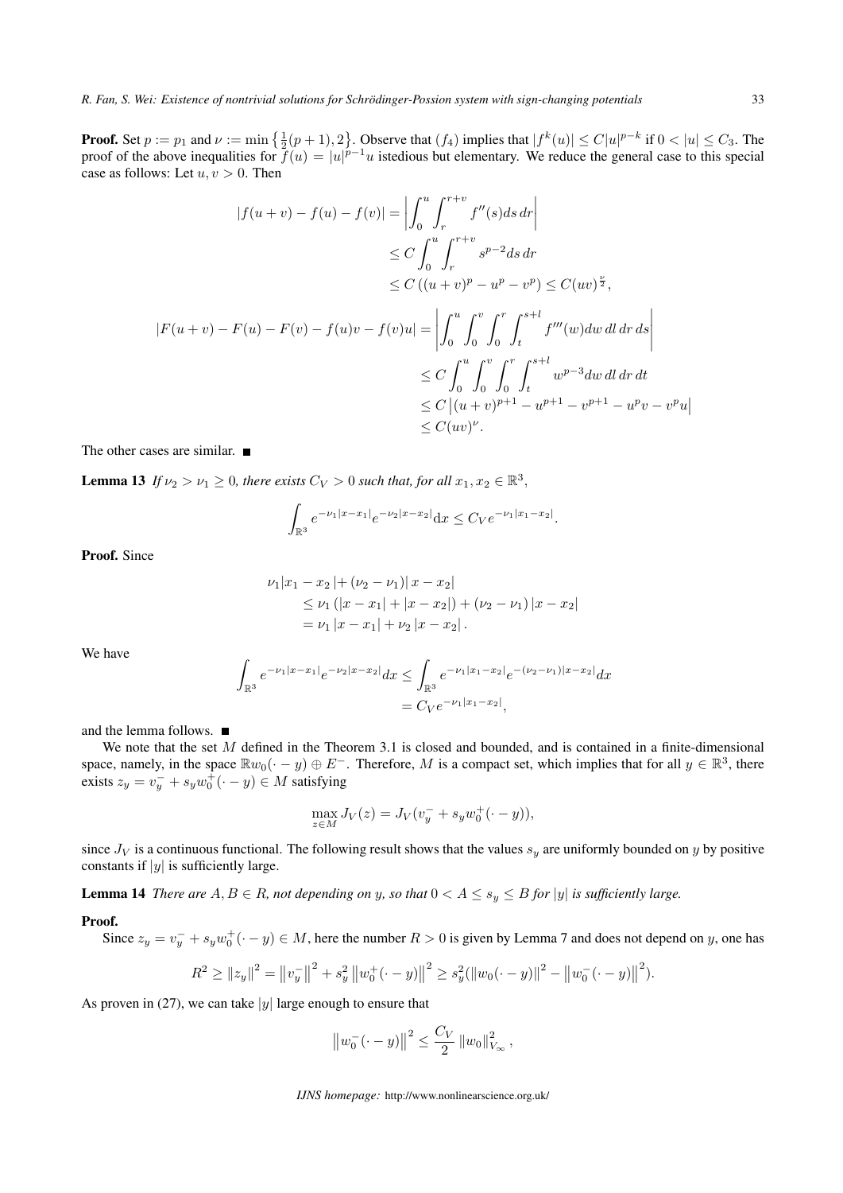**Proof.** Set $p := p_1$ and $\nu := \min\left\{\frac{1}{2}(p+1), 2\right\}$. Observe that $(f_4)$ implies that $|f^k(u)| \le C|u|^{p-k}$ if $0 < |u| \le C_3$. The proof of the above inequalities for $f(u) = |u|^{p-1}u$ istedious but elementary. We reduce the general case to this special case as follows: Let $u, v > 0$. Then

$$
\begin{aligned}
|f(u+v) - f(u) - f(v)| &= \left| \int_0^u \int_r^{r+v} f''(s) ds\, dr \right| \\
&\le C \int_0^u \int_r^{r+v} s^{p-2} ds\, dr \\
&\le C\left((u+v)^p - u^p - v^p\right) \le C(uv)^{\frac{\nu}{2}}, \\
|F(u+v) - F(u) - F(v) - f(u)v - f(v)u| &= \left| \int_0^u \int_0^v \int_0^r \int_t^{s+l} f'''(w) dw\, dl\, dr\, ds \right| \\
&\le C \int_0^u \int_0^v \int_0^r \int_t^{s+l} w^{p-3} dw\, dl\, dr\, dt \\
&\le C\left|(u+v)^{p+1} - u^{p+1} - v^{p+1} - u^p v - v^p u\right| \\
&\le C(uv)^{\nu}.
\end{aligned}
$$

The other cases are similar. ∎

**Lemma 13** *If $\nu_2 > \nu_1 \ge 0$, there exists $C_V > 0$ such that, for all $x_1, x_2 \in \mathbb{R}^3$,*

$$
\int_{\mathbb{R}^3} e^{-\nu_1|x-x_1|} e^{-\nu_2|x-x_2|} \mathrm{d}x \le C_V e^{-\nu_1|x_1-x_2|}.
$$

**Proof.** Since

$$
\begin{aligned}
&\nu_1|x_1 - x_2| + (\nu_2 - \nu_1)|x - x_2| \\
&\quad \le \nu_1\left(|x - x_1| + |x - x_2|\right) + (\nu_2 - \nu_1)|x - x_2| \\
&\quad = \nu_1|x - x_1| + \nu_2|x - x_2|.
\end{aligned}
$$

We have

$$
\begin{aligned}
\int_{\mathbb{R}^3} e^{-\nu_1|x-x_1|} e^{-\nu_2|x-x_2|} dx &\le \int_{\mathbb{R}^3} e^{-\nu_1|x_1-x_2|} e^{-(\nu_2-\nu_1)|x-x_2|} dx \\
&= C_V e^{-\nu_1|x_1-x_2|},
\end{aligned}
$$

and the lemma follows. ∎

We note that the set $M$ defined in the Theorem 3.1 is closed and bounded, and is contained in a finite-dimensional space, namely, in the space $\mathbb{R}w_0(\cdot - y) \oplus E^-$. Therefore, $M$ is a compact set, which implies that for all $y \in \mathbb{R}^3$, there exists $z_y = v_y^- + s_y w_0^+(\cdot - y) \in M$ satisfying

$$
\max_{z \in M} J_V(z) = J_V(v_y^- + s_y w_0^+(\cdot - y)),
$$

since $J_V$ is a continuous functional. The following result shows that the values $s_y$ are uniformly bounded on $y$ by positive constants if $|y|$ is sufficiently large.

**Lemma 14** *There are $A, B \in R$, not depending on $y$, so that $0 < A \le s_y \le B$ for $|y|$ is sufficiently large.*

**Proof.**

Since $z_y = v_y^- + s_y w_0^+(\cdot - y) \in M$, here the number $R > 0$ is given by Lemma 7 and does not depend on $y$, one has

$$
R^2 \ge \|z_y\|^2 = \left\|v_y^-\right\|^2 + s_y^2 \left\|w_0^+(\cdot - y)\right\|^2 \ge s_y^2(\|w_0(\cdot - y)\|^2 - \left\|w_0^-(\cdot - y)\right\|^2).
$$

As proven in (27), we can take $|y|$ large enough to ensure that

$$
\left\|w_0^-(\cdot - y)\right\|^2 \le \frac{C_V}{2} \|w_0\|_{V_\infty}^2,
$$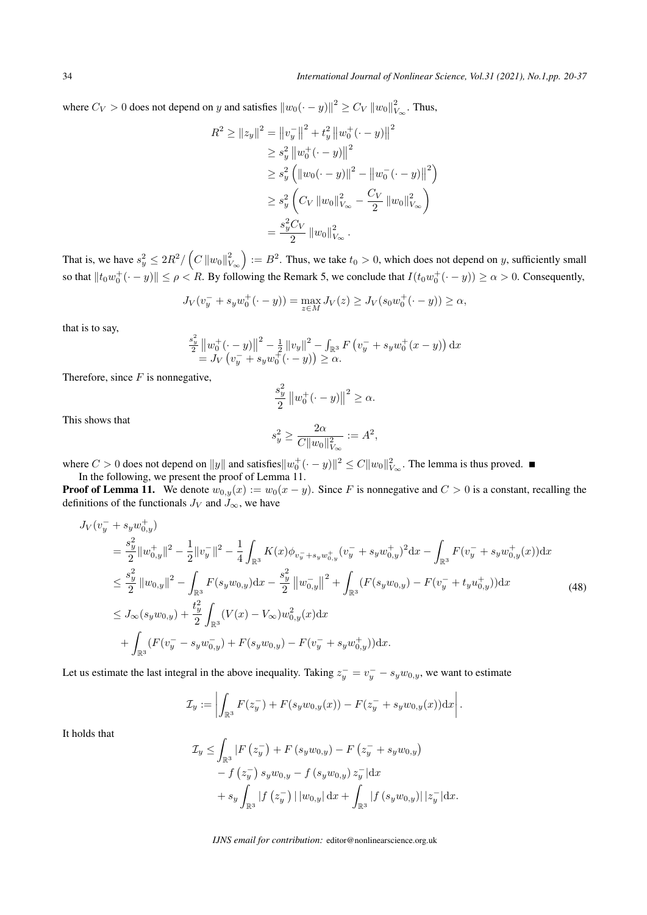where $C_V > 0$ does not depend on $y$ and satisfies $\|w_0(\cdot - y)\|^2 \geq C_V \|w_0\|^2_{V_\infty}$. Thus,

$$
\begin{aligned}
R^2 \geq \|z_y\|^2 &= \|v_y^-\|^2 + t_y^2 \|w_0^+(\cdot - y)\|^2 \\
&\geq s_y^2 \|w_0^+(\cdot - y)\|^2 \\
&\geq s_y^2 \left( \|w_0(\cdot - y)\|^2 - \|w_0^-(\cdot - y)\|^2 \right) \\
&\geq s_y^2 \left( C_V \|w_0\|^2_{V_\infty} - \frac{C_V}{2} \|w_0\|^2_{V_\infty} \right) \\
&= \frac{s_y^2 C_V}{2} \|w_0\|^2_{V_\infty}.
\end{aligned}
$$

That is, we have $s_y^2 \leq 2R^2 / \left( C \|w_0\|^2_{V_\infty} \right) := B^2$. Thus, we take $t_0 > 0$, which does not depend on $y$, sufficiently small so that $\|t_0 w_0^+(\cdot - y)\| \leq \rho < R$. By following the Remark 5, we conclude that $I(t_0 w_0^+(\cdot - y)) \geq \alpha > 0$. Consequently,

$$
J_V(v_y^- + s_y w_0^+(\cdot - y)) = \max_{z \in M} J_V(z) \geq J_V(s_0 w_0^+(\cdot - y)) \geq \alpha,
$$

that is to say,

$$
\begin{aligned}
&\tfrac{s_y^2}{2} \|w_0^+(\cdot - y)\|^2 - \tfrac{1}{2} \|v_y\|^2 - \textstyle\int_{\mathbb{R}^3} F\left(v_y^- + s_y w_0^+(x-y)\right) \mathrm{d}x \\
&= J_V\left(v_y^- + s_y w_0^+(\cdot - y)\right) \geq \alpha.
\end{aligned}
$$

Therefore, since $F$ is nonnegative,

$$
\frac{s_y^2}{2} \|w_0^+(\cdot - y)\|^2 \geq \alpha.
$$

This shows that

$$
s_y^2 \geq \frac{2\alpha}{C\|w_0\|^2_{V_\infty}} := A^2,
$$

where $C > 0$ does not depend on $\|y\|$ and satisfies $\|w_0^+(\cdot - y)\|^2 \leq C\|w_0\|^2_{V_\infty}$. The lemma is thus proved. ■

In the following, we present the proof of Lemma 11.

**Proof of Lemma 11.** We denote $w_{0,y}(x) := w_0(x-y)$. Since $F$ is nonnegative and $C > 0$ is a constant, recalling the definitions of the functionals $J_V$ and $J_\infty$, we have

$$
\begin{aligned}
&J_V(v_y^- + s_y w_{0,y}^+) \\
&= \frac{s_y^2}{2}\|w_{0,y}^+\|^2 - \frac{1}{2}\|v_y^-\|^2 - \frac{1}{4}\int_{\mathbb{R}^3} K(x)\phi_{v_y^- + s_y w_{0,y}^+}(v_y^- + s_y w_{0,y}^+)^2 \mathrm{d}x - \int_{\mathbb{R}^3} F(v_y^- + s_y w_{0,y}^+(x))\mathrm{d}x \\
&\leq \frac{s_y^2}{2}\|w_{0,y}\|^2 - \int_{\mathbb{R}^3} F(s_y w_{0,y})\mathrm{d}x - \frac{s_y^2}{2}\|w_{0,y}^-\|^2 + \int_{\mathbb{R}^3} (F(s_y w_{0,y}) - F(v_y^- + t_y u_{0,y}^+))\mathrm{d}x \\
&\leq J_\infty(s_y w_{0,y}) + \frac{t_y^2}{2}\int_{\mathbb{R}^3} (V(x) - V_\infty) w_{0,y}^2(x)\mathrm{d}x \\
&\quad + \int_{\mathbb{R}^3} (F(v_y^- - s_y w_{0,y}^-) + F(s_y w_{0,y}) - F(v_y^- + s_y w_{0,y}^+))\mathrm{d}x.
\end{aligned} \tag{48}
$$

Let us estimate the last integral in the above inequality. Taking $z_y^- = v_y^- - s_y w_{0,y}$, we want to estimate

$$
\mathcal{I}_y := \left| \int_{\mathbb{R}^3} F(z_y^-) + F(s_y w_{0,y}(x)) - F(z_y^- + s_y w_{0,y}(x))\mathrm{d}x \right|.
$$

It holds that

$$
\begin{aligned}
\mathcal{I}_y \leq &\int_{\mathbb{R}^3} |F\left(z_y^-\right) + F\left(s_y w_{0,y}\right) - F\left(z_y^- + s_y w_{0,y}\right) \\
&- f\left(z_y^-\right) s_y w_{0,y} - f\left(s_y w_{0,y}\right) z_y^- |\mathrm{d}x \\
&+ s_y \int_{\mathbb{R}^3} |f\left(z_y^-\right)| \, |w_{0,y}| \, \mathrm{d}x + \int_{\mathbb{R}^3} |f\left(s_y w_{0,y}\right)| \, |z_y^-| \mathrm{d}x.
\end{aligned}
$$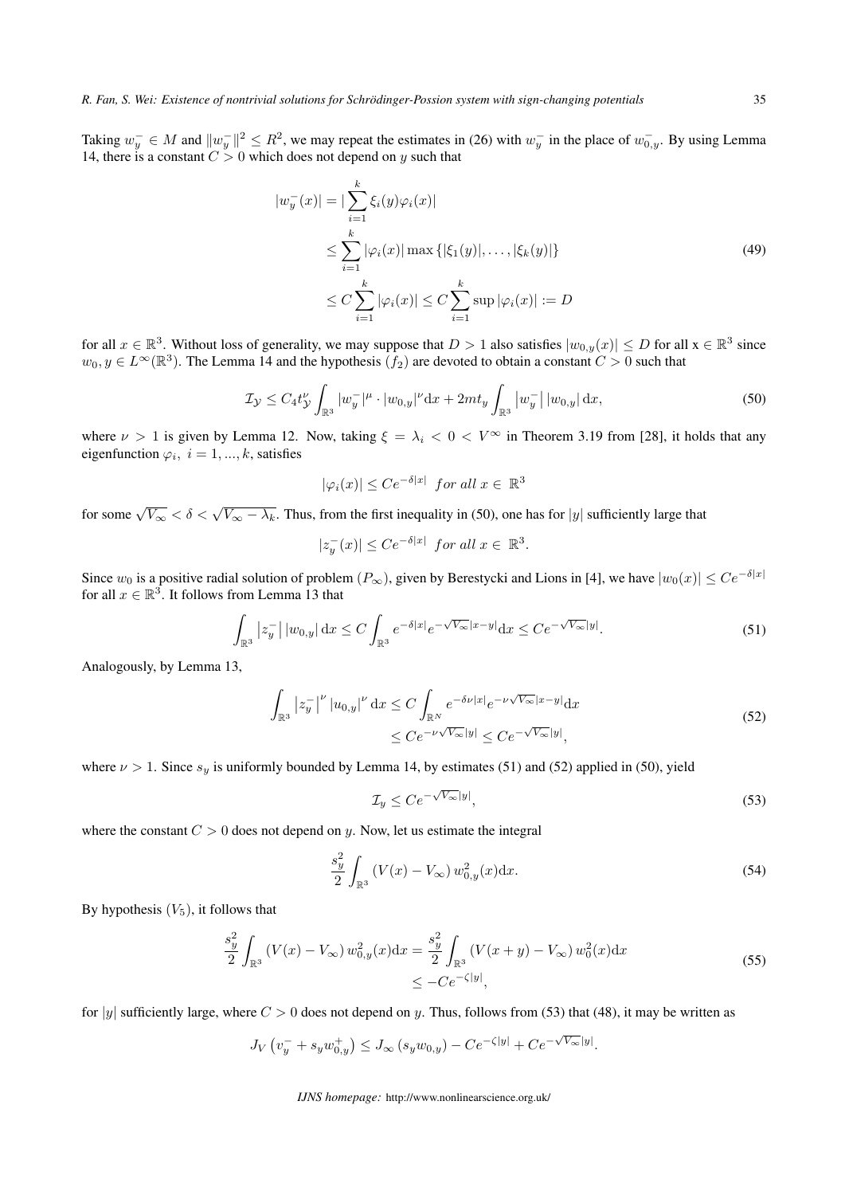Taking $w_y^- \in M$ and $\|w_y^-\|^2 \leq R^2$, we may repeat the estimates in (26) with $w_y^-$ in the place of $w_{0,y}^-$. By using Lemma 14, there is a constant $C > 0$ which does not depend on $y$ such that

$$
\begin{aligned}
|w_y^-(x)| &= |\sum_{i=1}^{k} \xi_i(y)\varphi_i(x)| \\
&\leq \sum_{i=1}^{k} |\varphi_i(x)| \max\{|\xi_1(y)|, \ldots, |\xi_k(y)|\} \\
&\leq C\sum_{i=1}^{k} |\varphi_i(x)| \leq C\sum_{i=1}^{k} \sup|\varphi_i(x)| := D
\end{aligned}
\tag{49}
$$

for all $x \in \mathbb{R}^3$. Without loss of generality, we may suppose that $D > 1$ also satisfies $|w_{0,y}(x)| \leq D$ for all x $\in \mathbb{R}^3$ since $w_0, y \in L^\infty(\mathbb{R}^3)$. The Lemma 14 and the hypothesis $(f_2)$ are devoted to obtain a constant $C > 0$ such that

$$
\mathcal{I}_{\mathcal{Y}} \leq C_4 t_{\mathcal{Y}}^{\nu} \int_{\mathbb{R}^3} |w_y^-|^{\mu} \cdot |w_{0,y}|^{\nu} \mathrm{d}x + 2mt_y \int_{\mathbb{R}^3} \left|w_y^-\right| |w_{0,y}| \, \mathrm{d}x,
\tag{50}
$$

where $\nu > 1$ is given by Lemma 12. Now, taking $\xi = \lambda_i < 0 < V^{\infty}$ in Theorem 3.19 from [28], it holds that any eigenfunction $\varphi_i, \ i = 1, ..., k$, satisfies

$$
|\varphi_i(x)| \leq Ce^{-\delta|x|} \ \ for \ all \ x \in \ \mathbb{R}^3
$$

for some $\sqrt{V_\infty} < \delta < \sqrt{V_\infty - \lambda_k}$. Thus, from the first inequality in (50), one has for $|y|$ sufficiently large that

$$
|z_y^-(x)| \leq Ce^{-\delta|x|} \ \ for \ all \ x \in \ \mathbb{R}^3.
$$

Since $w_0$ is a positive radial solution of problem $(P_\infty)$, given by Berestycki and Lions in [4], we have $|w_0(x)| \leq Ce^{-\delta|x|}$ for all $x \in \mathbb{R}^3$. It follows from Lemma 13 that

$$
\int_{\mathbb{R}^3} \left|z_y^-\right| |w_{0,y}| \, \mathrm{d}x \leq C \int_{\mathbb{R}^3} e^{-\delta|x|} e^{-\sqrt{V_\infty}|x-y|} \mathrm{d}x \leq Ce^{-\sqrt{V_\infty}|y|}.
\tag{51}
$$

Analogously, by Lemma 13,

$$
\begin{aligned}
\int_{\mathbb{R}^3} \left|z_y^-\right|^{\nu} |u_{0,y}|^{\nu} \, \mathrm{d}x &\leq C \int_{\mathbb{R}^N} e^{-\delta\nu|x|} e^{-\nu\sqrt{V_\infty}|x-y|} \mathrm{d}x \\
&\leq Ce^{-\nu\sqrt{V_\infty}|y|} \leq Ce^{-\sqrt{V_\infty}|y|},
\end{aligned}
\tag{52}
$$

where $\nu > 1$. Since $s_y$ is uniformly bounded by Lemma 14, by estimates (51) and (52) applied in (50), yield

$$
\mathcal{I}_y \leq Ce^{-\sqrt{V_\infty}|y|},
\tag{53}
$$

where the constant $C > 0$ does not depend on $y$. Now, let us estimate the integral

$$
\frac{s_y^2}{2} \int_{\mathbb{R}^3} \left(V(x) - V_\infty\right) w_{0,y}^2(x) \mathrm{d}x.
\tag{54}
$$

By hypothesis $(V_5)$, it follows that

$$
\begin{aligned}
\frac{s_y^2}{2} \int_{\mathbb{R}^3} \left(V(x) - V_\infty\right) w_{0,y}^2(x) \mathrm{d}x &= \frac{s_y^2}{2} \int_{\mathbb{R}^3} \left(V(x+y) - V_\infty\right) w_0^2(x) \mathrm{d}x \\
&\leq -Ce^{-\zeta|y|},
\end{aligned}
\tag{55}
$$

for $|y|$ sufficiently large, where $C > 0$ does not depend on $y$. Thus, follows from (53) that (48), it may be written as

$$
J_V\left(v_y^- + s_y w_{0,y}^+\right) \leq J_\infty\left(s_y w_{0,y}\right) - Ce^{-\zeta|y|} + Ce^{-\sqrt{V_\infty}|y|}.
$$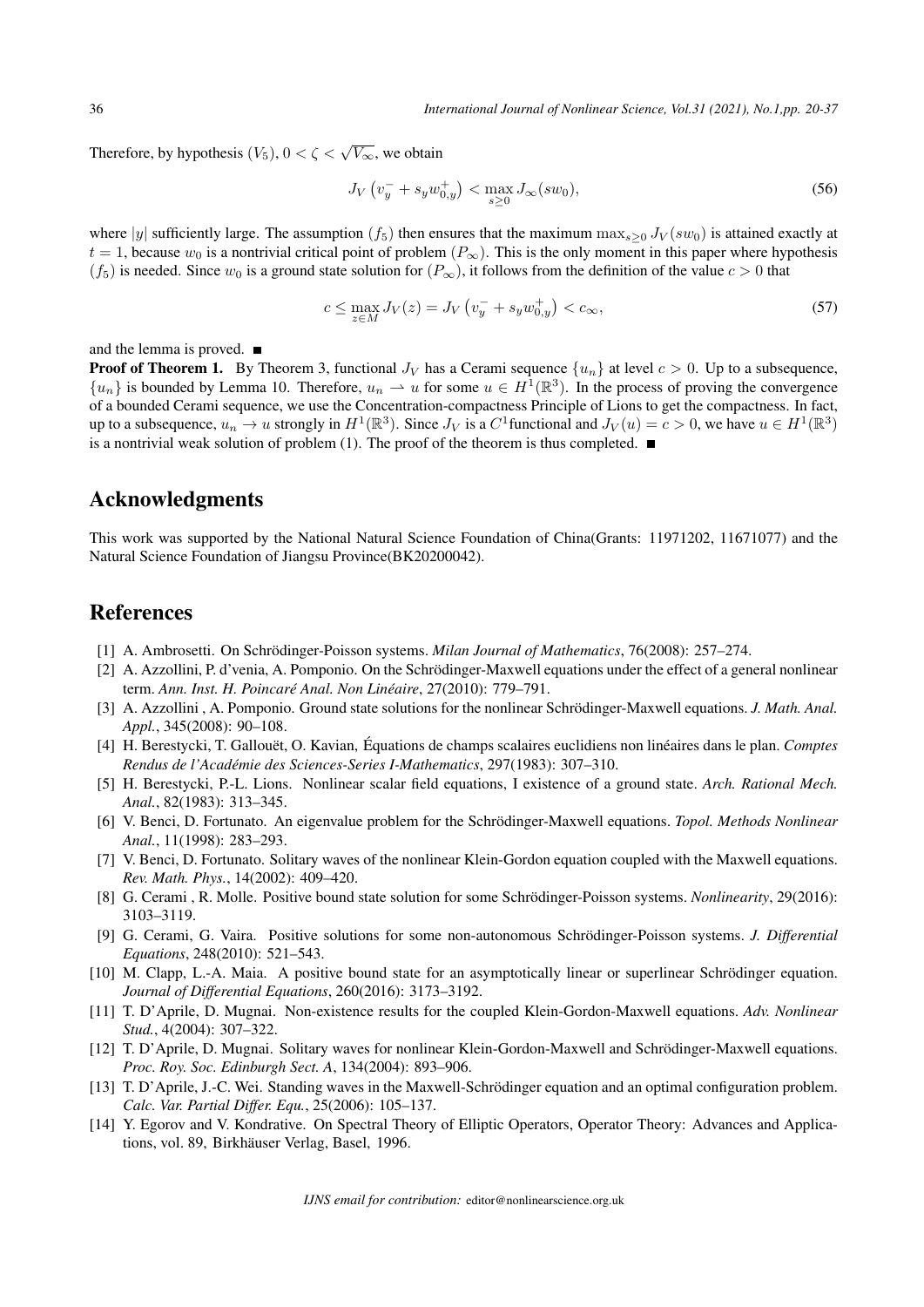Therefore, by hypothesis $(V_5)$, $0 < \zeta < \sqrt{V_\infty}$, we obtain

$$J_V\left(v_y^- + s_y w_{0,y}^+\right) < \max_{s \geq 0} J_\infty(s w_0), \tag{56}$$

where $|y|$ sufficiently large. The assumption $(f_5)$ then ensures that the maximum $\max_{s\geq 0} J_V(sw_0)$ is attained exactly at $t = 1$, because $w_0$ is a nontrivial critical point of problem $(P_\infty)$. This is the only moment in this paper where hypothesis $(f_5)$ is needed. Since $w_0$ is a ground state solution for $(P_\infty)$, it follows from the definition of the value $c > 0$ that

$$c \leq \max_{z \in M} J_V(z) = J_V\left(v_y^- + s_y w_{0,y}^+\right) < c_\infty, \tag{57}$$

and the lemma is proved. ∎

**Proof of Theorem 1.** By Theorem 3, functional $J_V$ has a Cerami sequence $\{u_n\}$ at level $c > 0$. Up to a subsequence, $\{u_n\}$ is bounded by Lemma 10. Therefore, $u_n \rightharpoonup u$ for some $u \in H^1(\mathbb{R}^3)$. In the process of proving the convergence of a bounded Cerami sequence, we use the Concentration-compactness Principle of Lions to get the compactness. In fact, up to a subsequence, $u_n \to u$ strongly in $H^1(\mathbb{R}^3)$. Since $J_V$ is a $C^1$functional and $J_V(u) = c > 0$, we have $u \in H^1(\mathbb{R}^3)$ is a nontrivial weak solution of problem (1). The proof of the theorem is thus completed. ∎

## Acknowledgments

This work was supported by the National Natural Science Foundation of China(Grants: 11971202, 11671077) and the Natural Science Foundation of Jiangsu Province(BK20200042).

## References

[1] A. Ambrosetti. On Schrödinger-Poisson systems. *Milan Journal of Mathematics*, 76(2008): 257–274.

[2] A. Azzollini, P. d'venia, A. Pomponio. On the Schrödinger-Maxwell equations under the effect of a general nonlinear term. *Ann. Inst. H. Poincaré Anal. Non Linéaire*, 27(2010): 779–791.

[3] A. Azzollini , A. Pomponio. Ground state solutions for the nonlinear Schrödinger-Maxwell equations. *J. Math. Anal. Appl.*, 345(2008): 90–108.

[4] H. Berestycki, T. Gallouët, O. Kavian, Équations de champs scalaires euclidiens non linéaires dans le plan. *Comptes Rendus de l'Académie des Sciences-Series I-Mathematics*, 297(1983): 307–310.

[5] H. Berestycki, P.-L. Lions. Nonlinear scalar field equations, I existence of a ground state. *Arch. Rational Mech. Anal.*, 82(1983): 313–345.

[6] V. Benci, D. Fortunato. An eigenvalue problem for the Schrödinger-Maxwell equations. *Topol. Methods Nonlinear Anal.*, 11(1998): 283–293.

[7] V. Benci, D. Fortunato. Solitary waves of the nonlinear Klein-Gordon equation coupled with the Maxwell equations. *Rev. Math. Phys.*, 14(2002): 409–420.

[8] G. Cerami , R. Molle. Positive bound state solution for some Schrödinger-Poisson systems. *Nonlinearity*, 29(2016): 3103–3119.

[9] G. Cerami, G. Vaira. Positive solutions for some non-autonomous Schrödinger-Poisson systems. *J. Differential Equations*, 248(2010): 521–543.

[10] M. Clapp, L.-A. Maia. A positive bound state for an asymptotically linear or superlinear Schrödinger equation. *Journal of Differential Equations*, 260(2016): 3173–3192.

[11] T. D'Aprile, D. Mugnai. Non-existence results for the coupled Klein-Gordon-Maxwell equations. *Adv. Nonlinear Stud.*, 4(2004): 307–322.

[12] T. D'Aprile, D. Mugnai. Solitary waves for nonlinear Klein-Gordon-Maxwell and Schrödinger-Maxwell equations. *Proc. Roy. Soc. Edinburgh Sect. A*, 134(2004): 893–906.

[13] T. D'Aprile, J.-C. Wei. Standing waves in the Maxwell-Schrödinger equation and an optimal configuration problem. *Calc. Var. Partial Differ. Equ.*, 25(2006): 105–137.

[14] Y. Egorov and V. Kondrative. On Spectral Theory of Elliptic Operators, Operator Theory: Advances and Applications, vol. 89, Birkhäuser Verlag, Basel, 1996.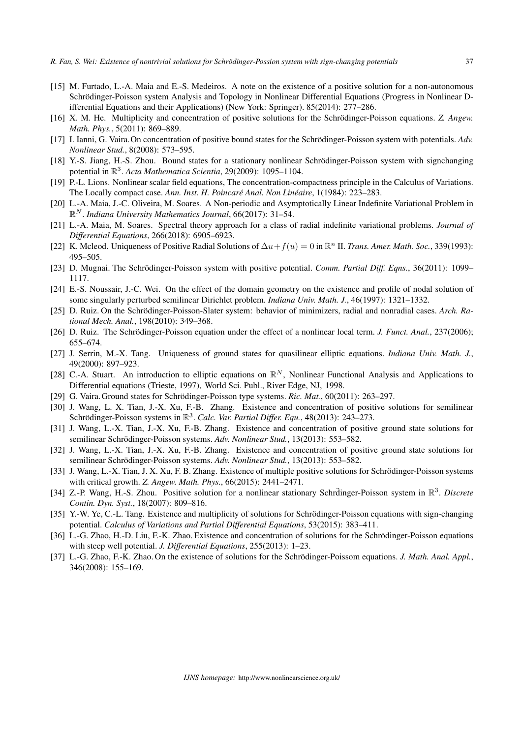[15] M. Furtado, L.-A. Maia and E.-S. Medeiros. A note on the existence of a positive solution for a non-autonomous Schrödinger-Poisson system Analysis and Topology in Nonlinear Differential Equations (Progress in Nonlinear Differential Equations and their Applications) (New York: Springer). 85(2014): 277–286.

[16] X. M. He. Multiplicity and concentration of positive solutions for the Schrödinger-Poisson equations. *Z. Angew. Math. Phys.*, 5(2011): 869–889.

[17] I. Ianni, G. Vaira. On concentration of positive bound states for the Schrödinger-Poisson system with potentials. *Adv. Nonlinear Stud.*, 8(2008): 573–595.

[18] Y.-S. Jiang, H.-S. Zhou. Bound states for a stationary nonlinear Schrödinger-Poisson system with signchanging potential in $\mathbb{R}^3$. *Acta Mathematica Scientia*, 29(2009): 1095–1104.

[19] P.-L. Lions. Nonlinear scalar field equations, The concentration-compactness principle in the Calculus of Variations. The Locally compact case. *Ann. Inst. H. Poincaré Anal. Non Linéaire*, 1(1984): 223–283.

[20] L.-A. Maia, J.-C. Oliveira, M. Soares. A Non-periodic and Asymptotically Linear Indefinite Variational Problem in $\mathbb{R}^N$. *Indiana University Mathematics Journal*, 66(2017): 31–54.

[21] L.-A. Maia, M. Soares. Spectral theory approach for a class of radial indefinite variational problems. *Journal of Differential Equations*, 266(2018): 6905–6923.

[22] K. Mcleod. Uniqueness of Positive Radial Solutions of $\Delta u + f(u) = 0$ in $\mathbb{R}^n$ II. *Trans. Amer. Math. Soc.*, 339(1993): 495–505.

[23] D. Mugnai. The Schrödinger-Poisson system with positive potential. *Comm. Partial Diff. Eqns.*, 36(2011): 1099–1117.

[24] E.-S. Noussair, J.-C. Wei. On the effect of the domain geometry on the existence and profile of nodal solution of some singularly perturbed semilinear Dirichlet problem. *Indiana Univ. Math. J.*, 46(1997): 1321–1332.

[25] D. Ruiz. On the Schrödinger-Poisson-Slater system: behavior of minimizers, radial and nonradial cases. *Arch. Rational Mech. Anal.*, 198(2010): 349–368.

[26] D. Ruiz. The Schrödinger-Poisson equation under the effect of a nonlinear local term. *J. Funct. Anal.*, 237(2006); 655–674.

[27] J. Serrin, M.-X. Tang. Uniqueness of ground states for quasilinear elliptic equations. *Indiana Univ. Math. J.*, 49(2000): 897–923.

[28] C.-A. Stuart. An introduction to elliptic equations on $\mathbb{R}^N$, Nonlinear Functional Analysis and Applications to Differential equations (Trieste, 1997), World Sci. Publ., River Edge, NJ, 1998.

[29] G. Vaira. Ground states for Schrödinger-Poisson type systems. *Ric. Mat.*, 60(2011): 263–297.

[30] J. Wang, L. X. Tian, J.-X. Xu, F.-B. Zhang. Existence and concentration of positive solutions for semilinear Schrödinger-Poisson systems in $\mathbb{R}^3$. *Calc. Var. Partial Differ. Equ.*, 48(2013): 243–273.

[31] J. Wang, L.-X. Tian, J.-X. Xu, F.-B. Zhang. Existence and concentration of positive ground state solutions for semilinear Schrödinger-Poisson systems. *Adv. Nonlinear Stud.*, 13(2013): 553–582.

[32] J. Wang, L.-X. Tian, J.-X. Xu, F.-B. Zhang. Existence and concentration of positive ground state solutions for semilinear Schrödinger-Poisson systems. *Adv. Nonlinear Stud.*, 13(2013): 553–582.

[33] J. Wang, L.-X. Tian, J. X. Xu, F. B. Zhang. Existence of multiple positive solutions for Schrödinger-Poisson systems with critical growth. *Z. Angew. Math. Phys.*, 66(2015): 2441–2471.

[34] Z.-P. Wang, H.-S. Zhou. Positive solution for a nonlinear stationary Schrd̈inger-Poisson system in $\mathbb{R}^3$. *Discrete Contin. Dyn. Syst.*, 18(2007): 809–816.

[35] Y.-W. Ye, C.-L. Tang. Existence and multiplicity of solutions for Schrödinger-Poisson equations with sign-changing potential. *Calculus of Variations and Partial Differential Equations*, 53(2015): 383–411.

[36] L.-G. Zhao, H.-D. Liu, F.-K. Zhao. Existence and concentration of solutions for the Schrödinger-Poisson equations with steep well potential. *J. Differential Equations*, 255(2013): 1–23.

[37] L.-G. Zhao, F.-K. Zhao. On the existence of solutions for the Schrödinger-Poissom equations. *J. Math. Anal. Appl.*, 346(2008): 155–169.